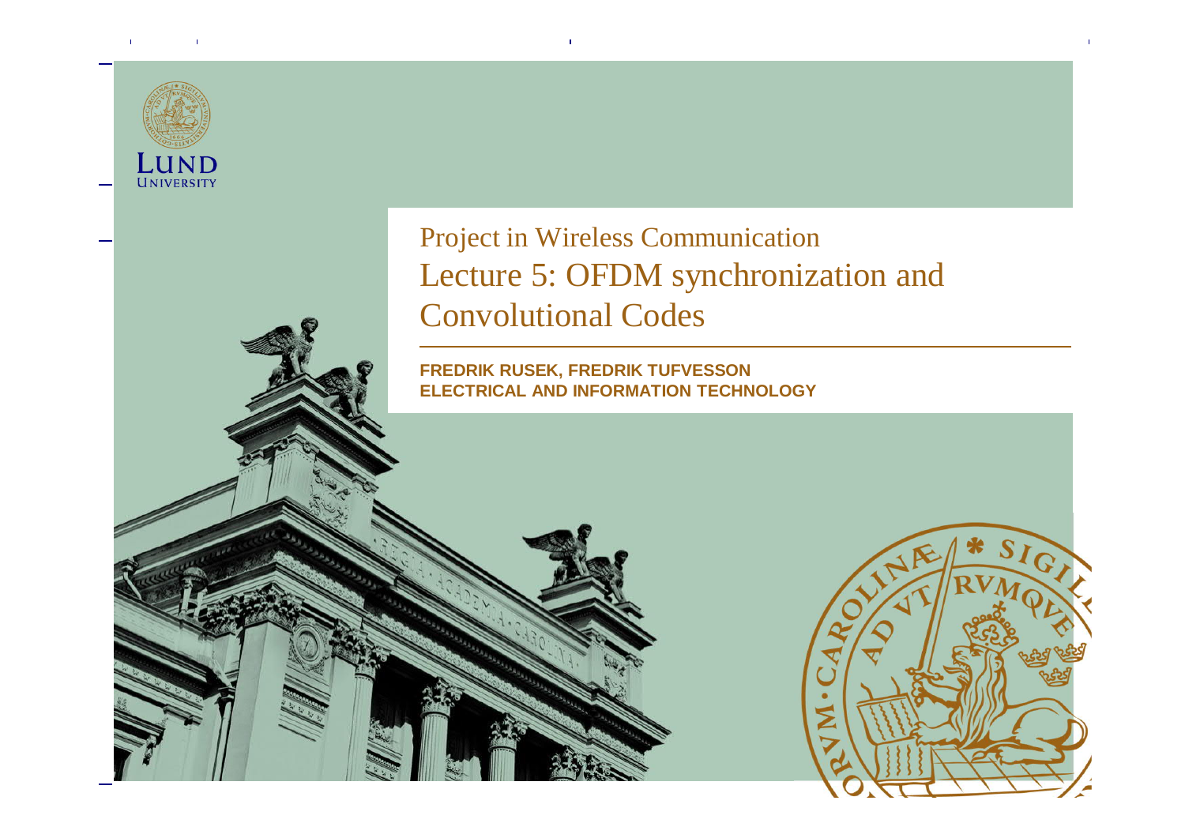LUND UNIVERSITY

# Project in Wireless Communication

## Lecture 5: OFDM synchronization and Convolutional Codes

**FREDRIK RUSEK, FREDRIK TUFVESSON**
**ELECTRICAL AND INFORMATION TECHNOLOGY**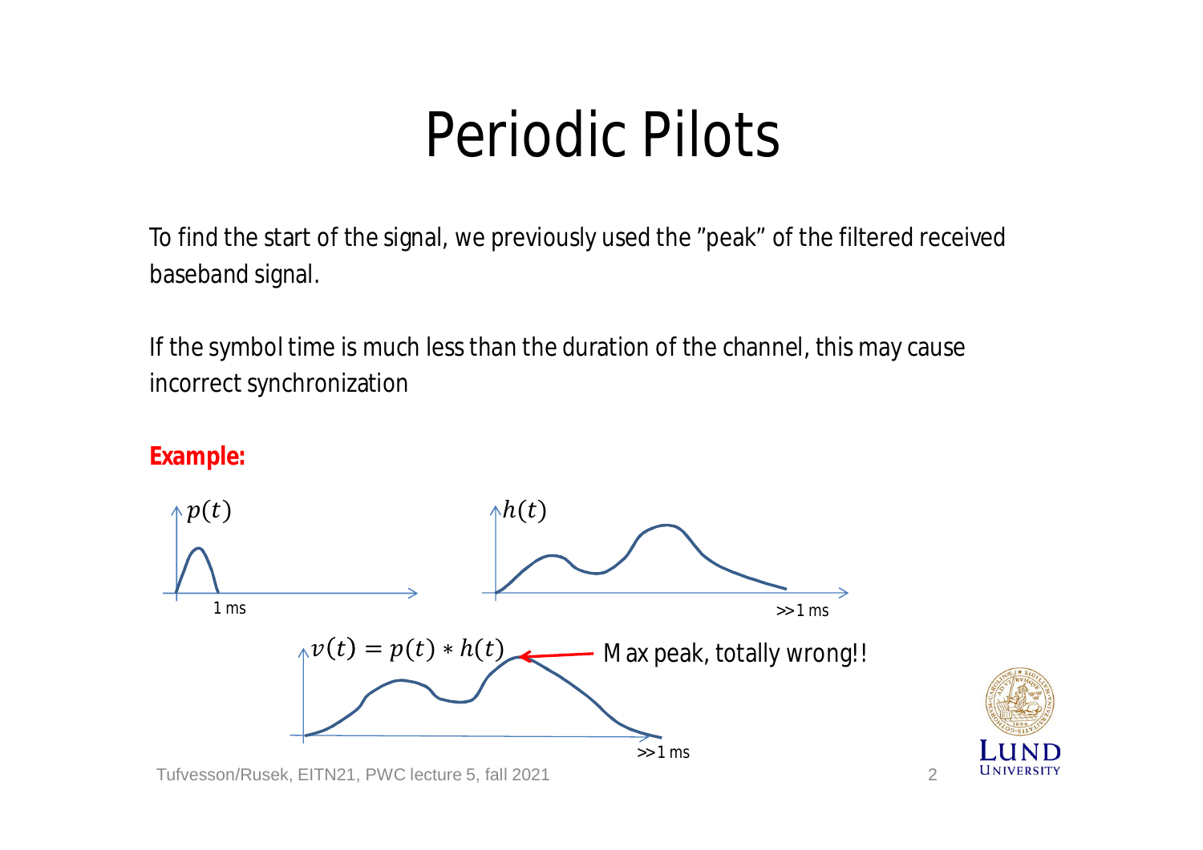# Periodic Pilots

To find the start of the signal, we previously used the ”peak” of the filtered received baseband signal.

If the symbol time is much less than the duration of the channel, this may cause incorrect synchronization

**Example:**

$p(t)$

1 ms

$h(t)$

>>1 ms

$v(t) = p(t) * h(t)$

Max peak, totally wrong!!

>>1 ms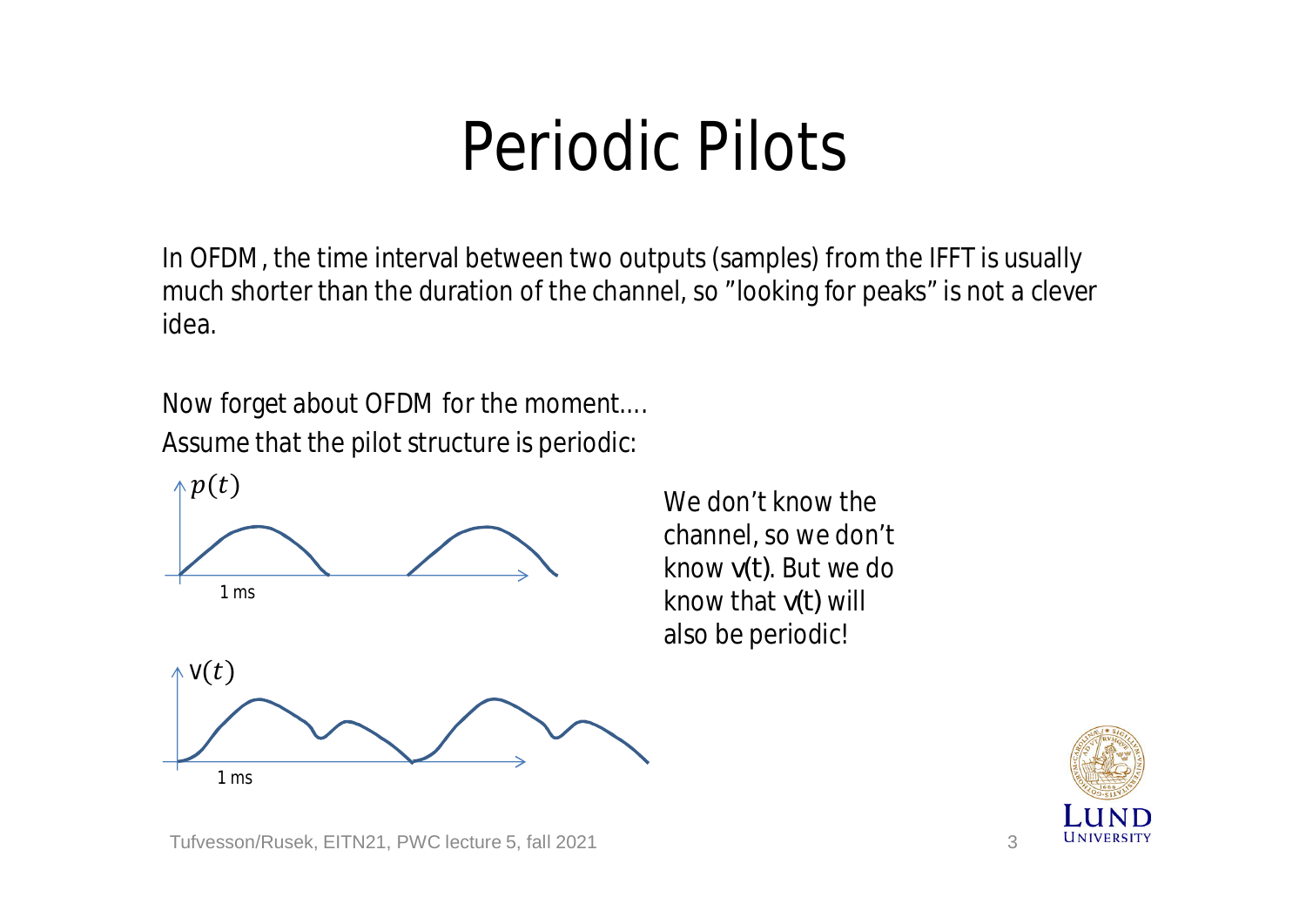# Periodic Pilots

In OFDM, the time interval between two outputs (samples) from the IFFT is usually much shorter than the duration of the channel, so ”looking for peaks” is not a clever idea.

Now forget about OFDM for the moment….

Assume that the pilot structure is periodic:

$p(t)$

1 ms

$\mathrm{v}(t)$

1 ms

We don’t know the channel, so we don’t know v(t). But we do know that v(t) will also be periodic!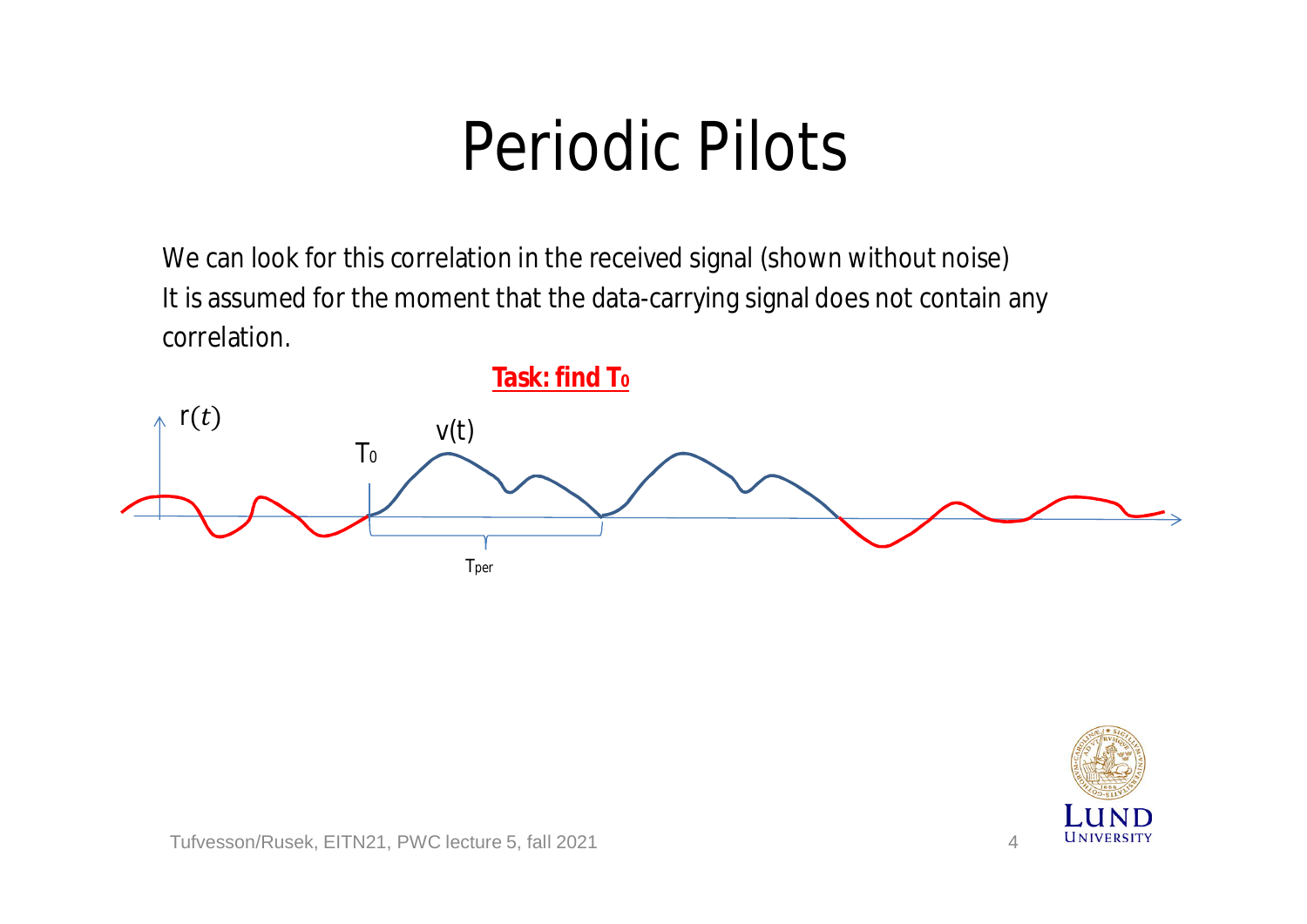# Periodic Pilots

We can look for this correlation in the received signal (shown without noise)
It is assumed for the moment that the data-carrying signal does not contain any correlation.

**Task: find $T_0$**

$r(t)$ $v(t)$ $T_0$ $T_{per}$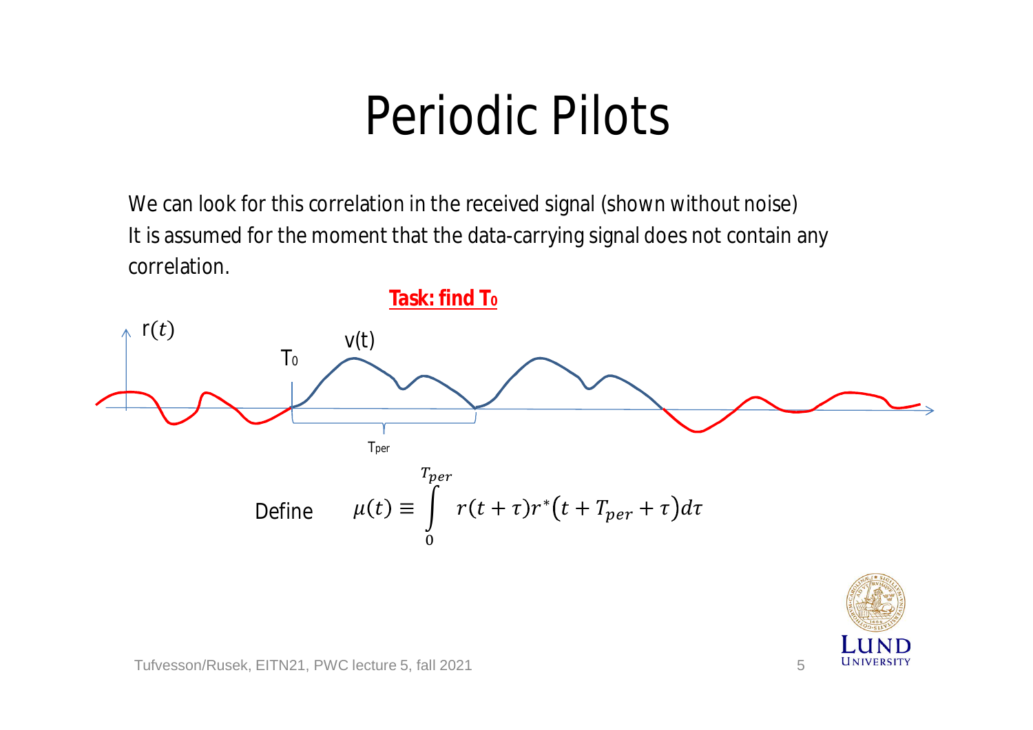# Periodic Pilots

We can look for this correlation in the received signal (shown without noise)
It is assumed for the moment that the data-carrying signal does not contain any correlation.

**Task: find $T_0$**

$r(t)$ &nbsp; $T_0$ &nbsp; $v(t)$ &nbsp; $T_{per}$

Define $$\mu(t) \equiv \int_0^{T_{per}} r(t+\tau)r^*\left(t+T_{per}+\tau\right)d\tau$$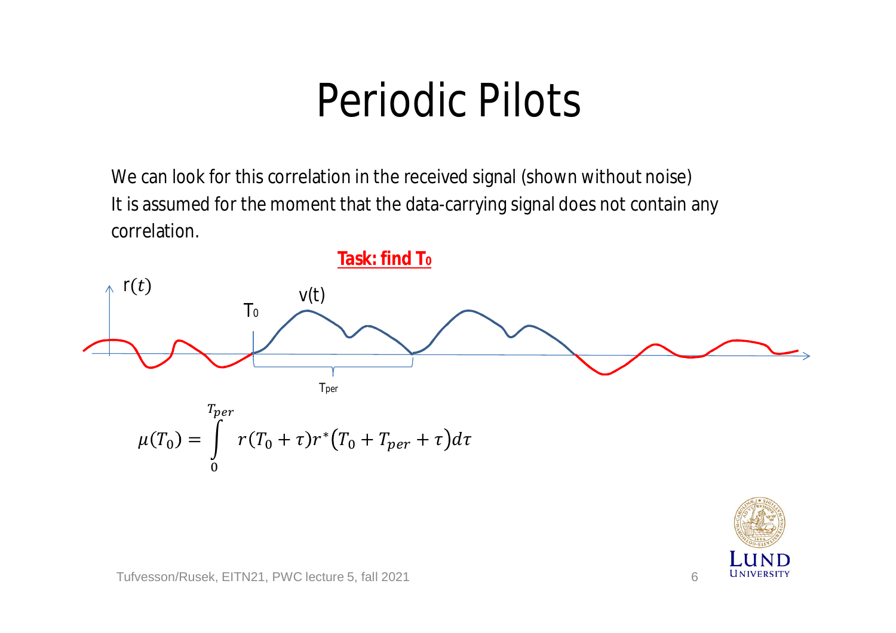# Periodic Pilots

We can look for this correlation in the received signal (shown without noise)
It is assumed for the moment that the data-carrying signal does not contain any correlation.

**Task: find $T_0$**

$$\mu(T_0) = \int_0^{T_{per}} r(T_0 + \tau) r^*(T_0 + T_{per} + \tau) d\tau$$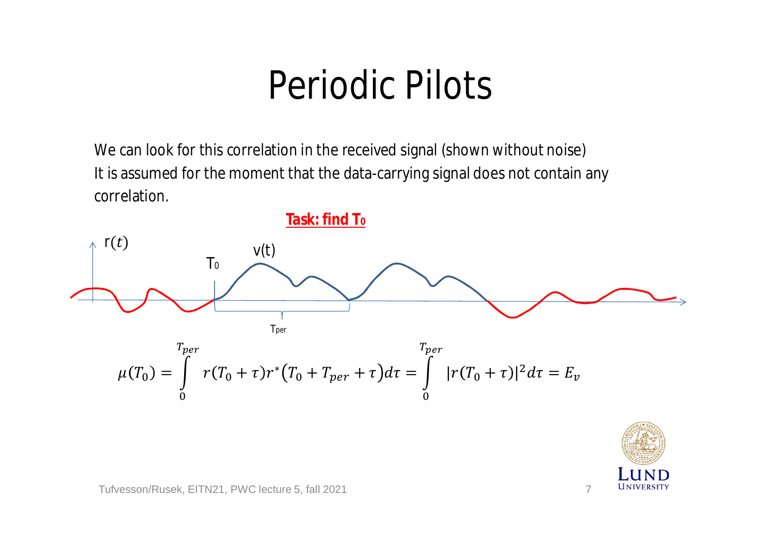# Periodic Pilots

We can look for this correlation in the received signal (shown without noise)
It is assumed for the moment that the data-carrying signal does not contain any correlation.

**Task: find $T_0$**

$r(t)$ $T_0$ $v(t)$ $T_{per}$

$$\mu(T_0) = \int_0^{T_{per}} r(T_0 + \tau) r^*\left(T_0 + T_{per} + \tau\right) d\tau = \int_0^{T_{per}} |r(T_0 + \tau)|^2 d\tau = E_v$$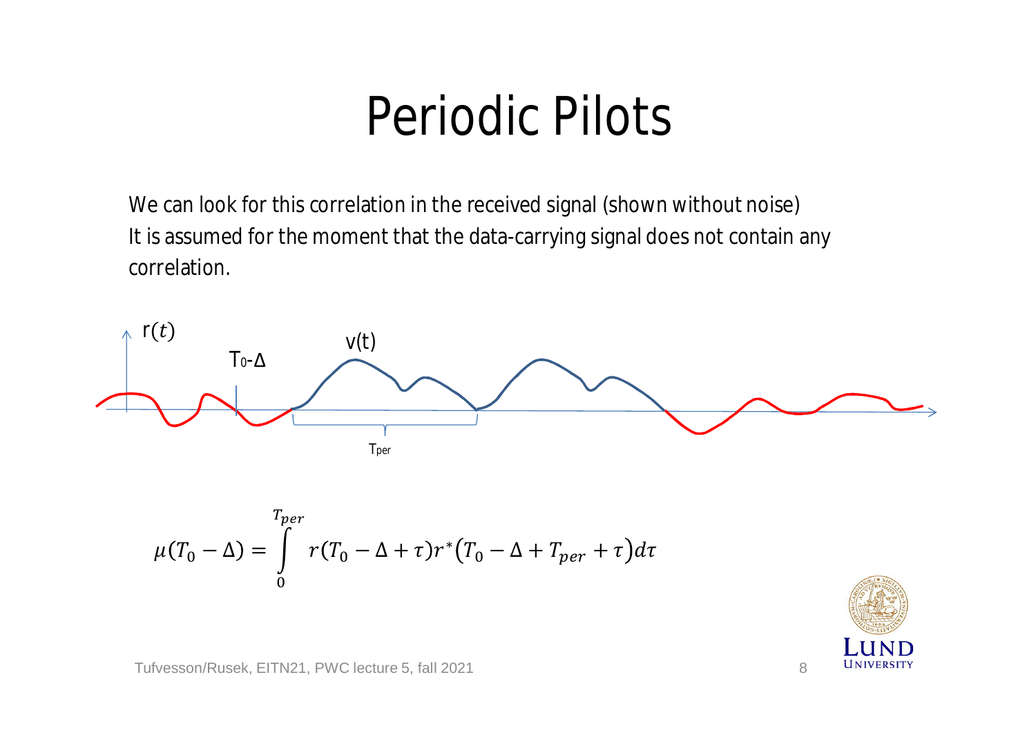# Periodic Pilots

We can look for this correlation in the received signal (shown without noise)
It is assumed for the moment that the data-carrying signal does not contain any correlation.

$$\mu(T_0 - \Delta) = \int_0^{T_{per}} r(T_0 - \Delta + \tau) r^*(T_0 - \Delta + T_{per} + \tau) d\tau$$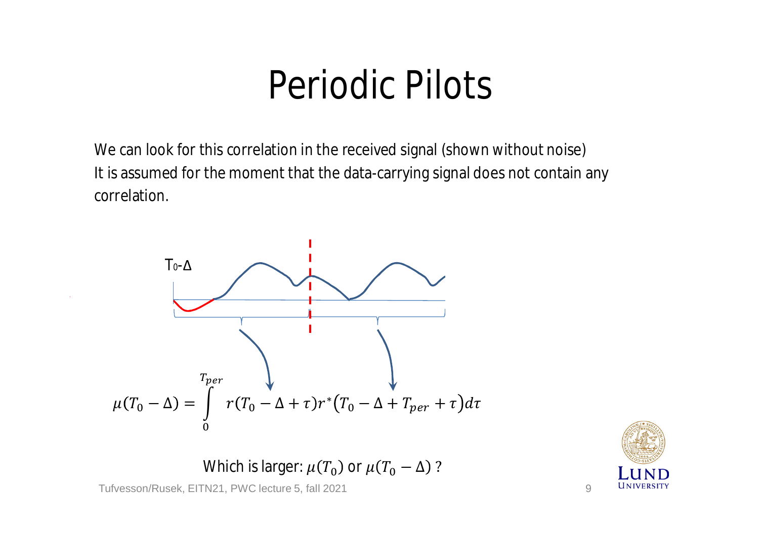# Periodic Pilots

We can look for this correlation in the received signal (shown without noise)
It is assumed for the moment that the data-carrying signal does not contain any correlation.

T0-Δ

$$\mu(T_0 - \Delta) = \int_0^{T_{per}} r(T_0 - \Delta + \tau) r^*\left(T_0 - \Delta + T_{per} + \tau\right) d\tau$$

Which is larger: $\mu(T_0)$ or $\mu(T_0 - \Delta)$ ?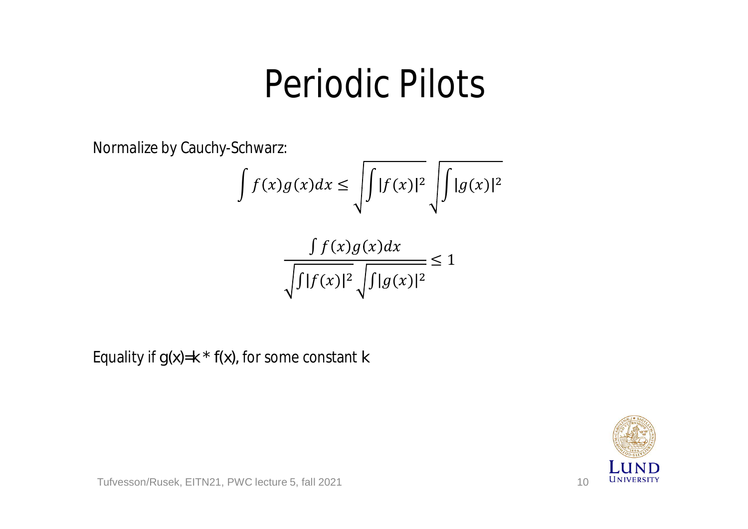# Periodic Pilots

Normalize by Cauchy-Schwarz:

$$\int f(x)g(x)dx \leq \sqrt{\int |f(x)|^2} \sqrt{\int |g(x)|^2}$$

$$\frac{\int f(x)g(x)dx}{\sqrt{\int |f(x)|^2} \sqrt{\int |g(x)|^2}} \leq 1$$

Equality if $g(x)=k * f(x)$, for some constant $k$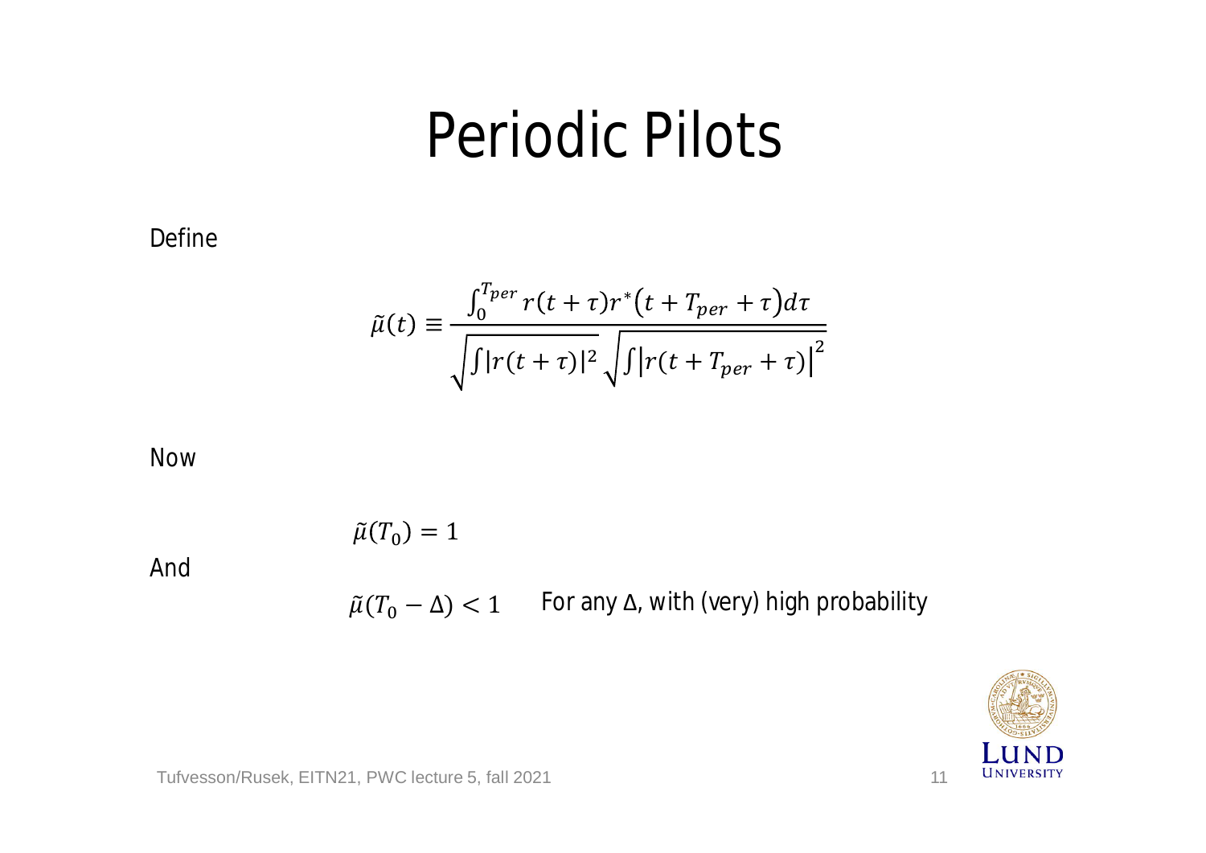# Periodic Pilots

Define

$$\tilde{\mu}(t) \equiv \frac{\int_0^{T_{per}} r(t+\tau) r^*\left(t+T_{per}+\tau\right) d\tau}{\sqrt{\int |r(t+\tau)|^2} \sqrt{\int \left|r(t+T_{per}+\tau)\right|^2}}$$

Now

$$\tilde{\mu}(T_0) = 1$$

And

$\tilde{\mu}(T_0 - \Delta) < 1$ For any $\Delta$, with (very) high probability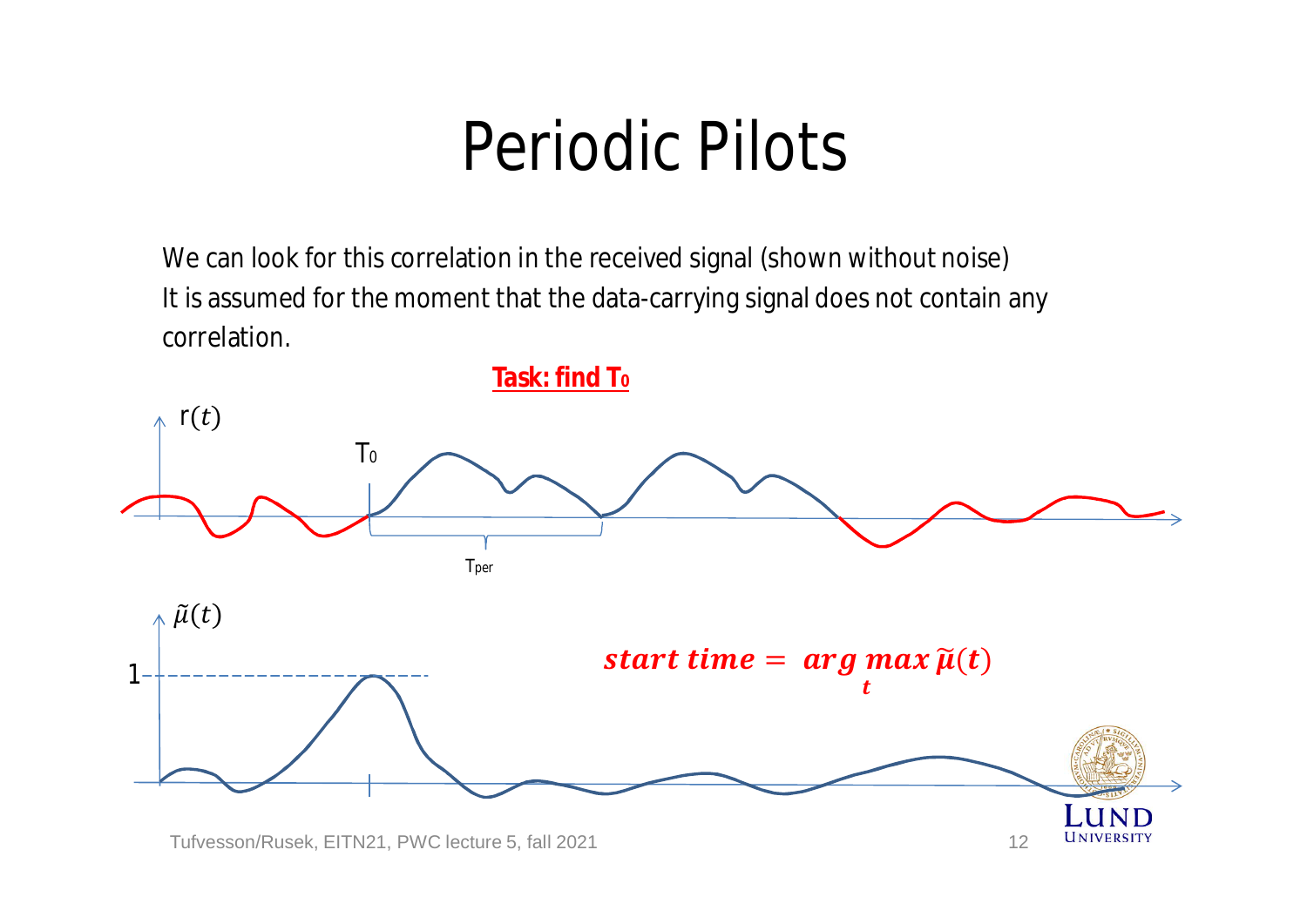# Periodic Pilots

We can look for this correlation in the received signal (shown without noise)
It is assumed for the moment that the data-carrying signal does not contain any correlation.

**Task: find $T_0$**

$r(t)$

$T_0$

$T_{per}$

$\tilde{\mu}(t)$

1

$$start\ time = \arg\max_t \tilde{\mu}(t)$$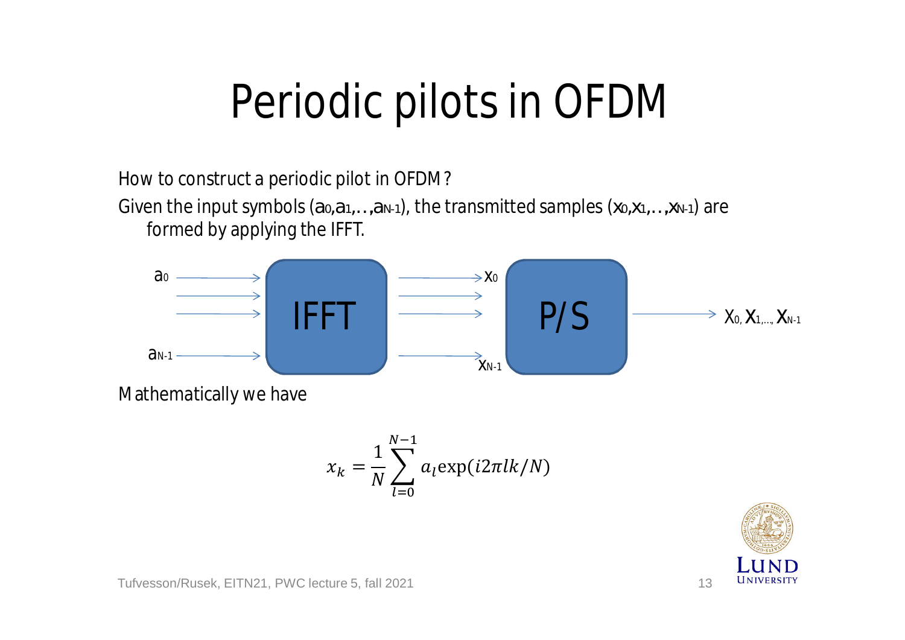# Periodic pilots in OFDM

How to construct a periodic pilot in OFDM?

Given the input symbols ($a_0, a_1, \ldots, a_{N-1}$), the transmitted samples ($x_0, x_1, \ldots, x_{N-1}$) are formed by applying the IFFT.

$a_0 \ldots a_{N-1}$ → IFFT → $x_0 \ldots x_{N-1}$ → P/S → $x_0, x_1, \ldots, x_{N-1}$

Mathematically we have

$$x_k = \frac{1}{N} \sum_{l=0}^{N-1} a_l \exp(i 2\pi l k / N)$$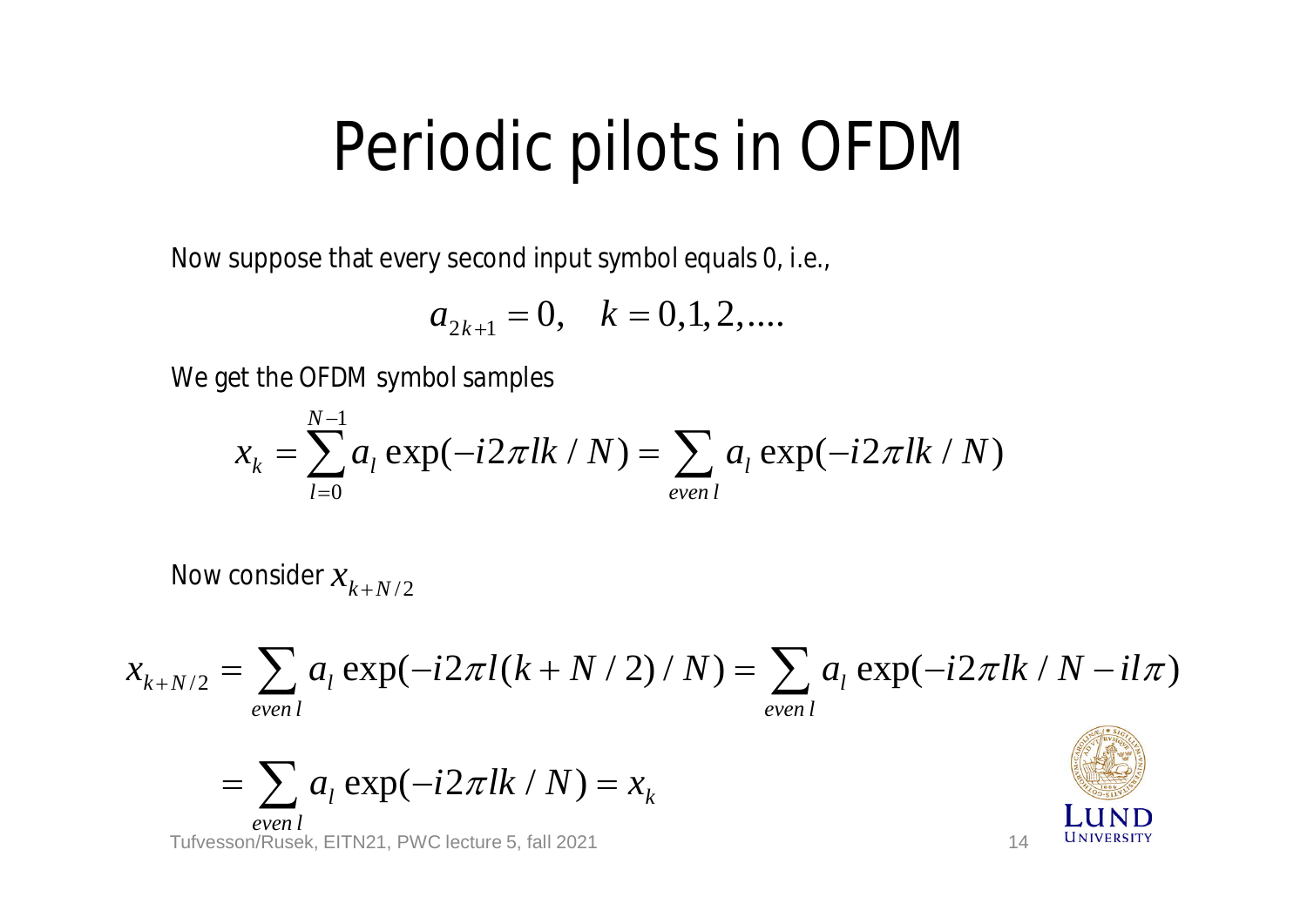# Periodic pilots in OFDM

Now suppose that every second input symbol equals 0, i.e.,

$$a_{2k+1} = 0, \quad k = 0,1,2,....$$

We get the OFDM symbol samples

$$x_k = \sum_{l=0}^{N-1} a_l \exp(-i2\pi lk / N) = \sum_{even\, l} a_l \exp(-i2\pi lk / N)$$

Now consider $x_{k+N/2}$

$$x_{k+N/2} = \sum_{even\, l} a_l \exp(-i2\pi l(k+N/2)/N) = \sum_{even\, l} a_l \exp(-i2\pi lk / N - il\pi)$$

$$= \sum_{even\, l} a_l \exp(-i2\pi lk / N) = x_k$$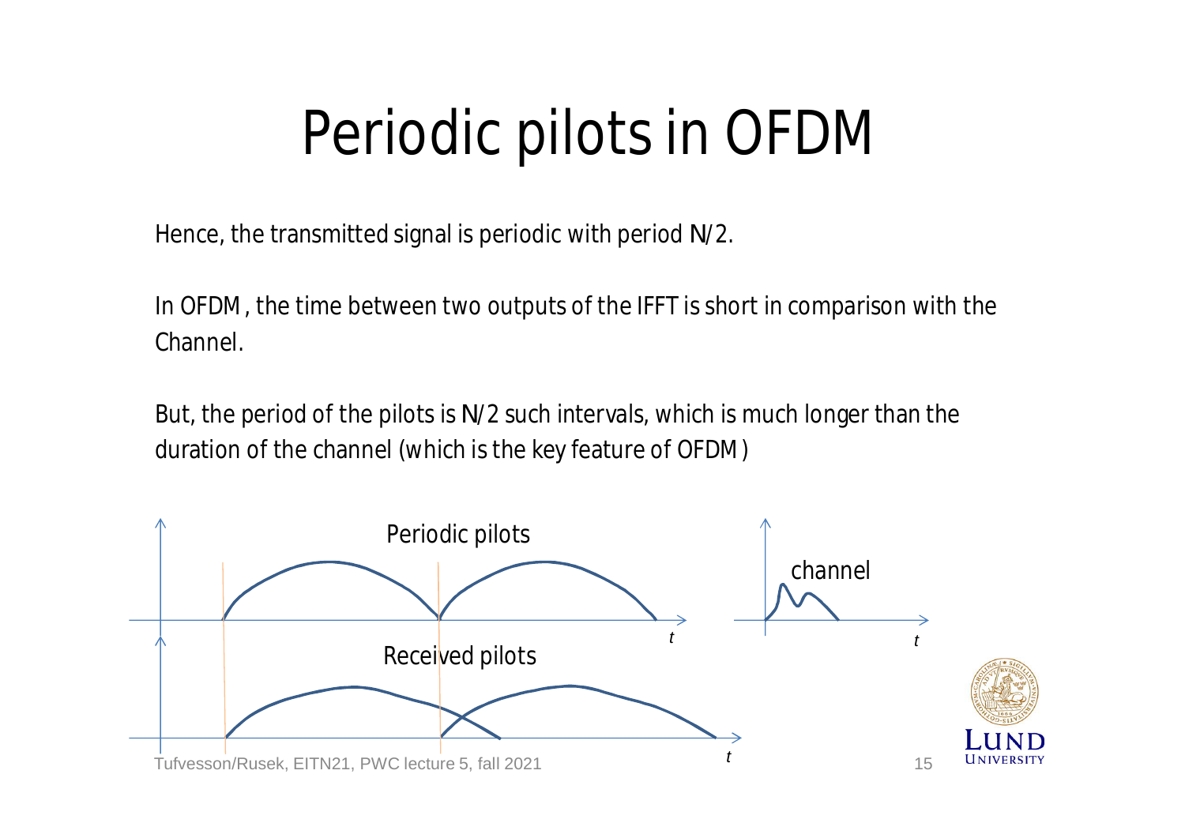# Periodic pilots in OFDM

Hence, the transmitted signal is periodic with period N/2.

In OFDM, the time between two outputs of the IFFT is short in comparison with the Channel.

But, the period of the pilots is N/2 such intervals, which is much longer than the duration of the channel (which is the key feature of OFDM)

Periodic pilots

channel

Received pilots

$t$

$t$

$t$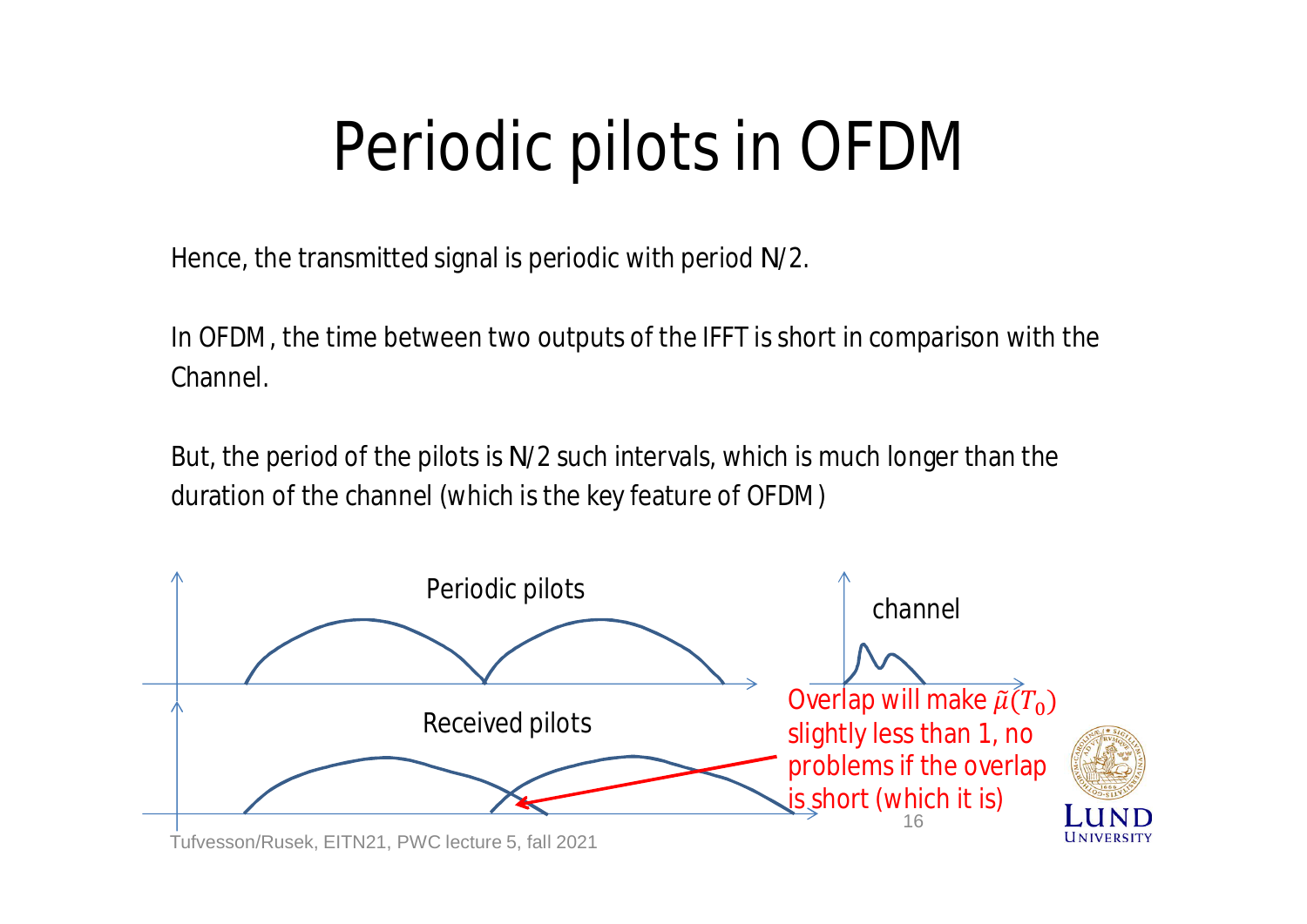# Periodic pilots in OFDM

Hence, the transmitted signal is periodic with period N/2.

In OFDM, the time between two outputs of the IFFT is short in comparison with the Channel.

But, the period of the pilots is N/2 such intervals, which is much longer than the duration of the channel (which is the key feature of OFDM)

Periodic pilots

channel

Received pilots

Overlap will make $\tilde{\mu}(T_0)$ slightly less than 1, no problems if the overlap is short (which it is)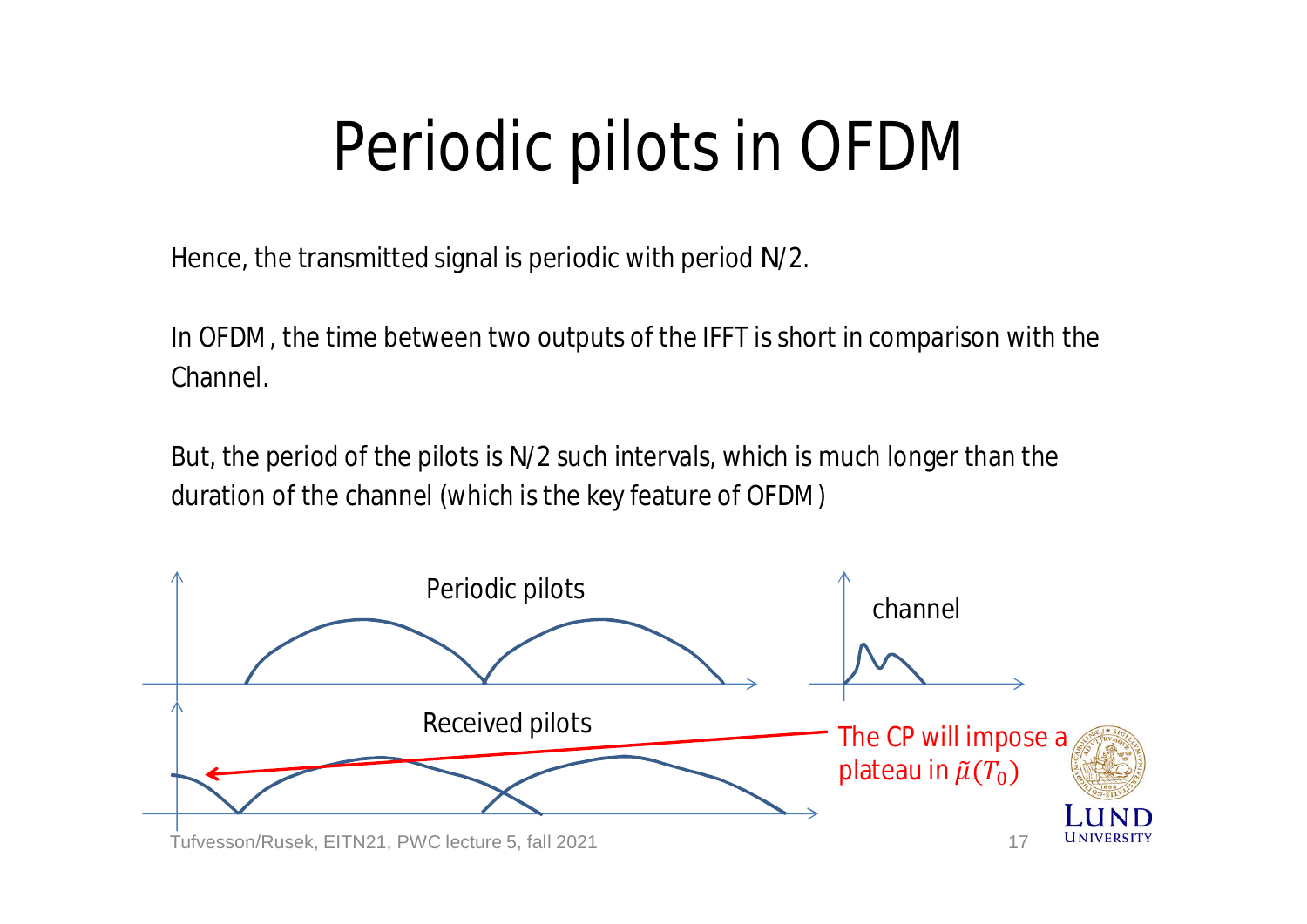# Periodic pilots in OFDM

Hence, the transmitted signal is periodic with period N/2.

In OFDM, the time between two outputs of the IFFT is short in comparison with the Channel.

But, the period of the pilots is N/2 such intervals, which is much longer than the duration of the channel (which is the key feature of OFDM)

Periodic pilots

channel

Received pilots

The CP will impose a plateau in $\tilde{\mu}(T_0)$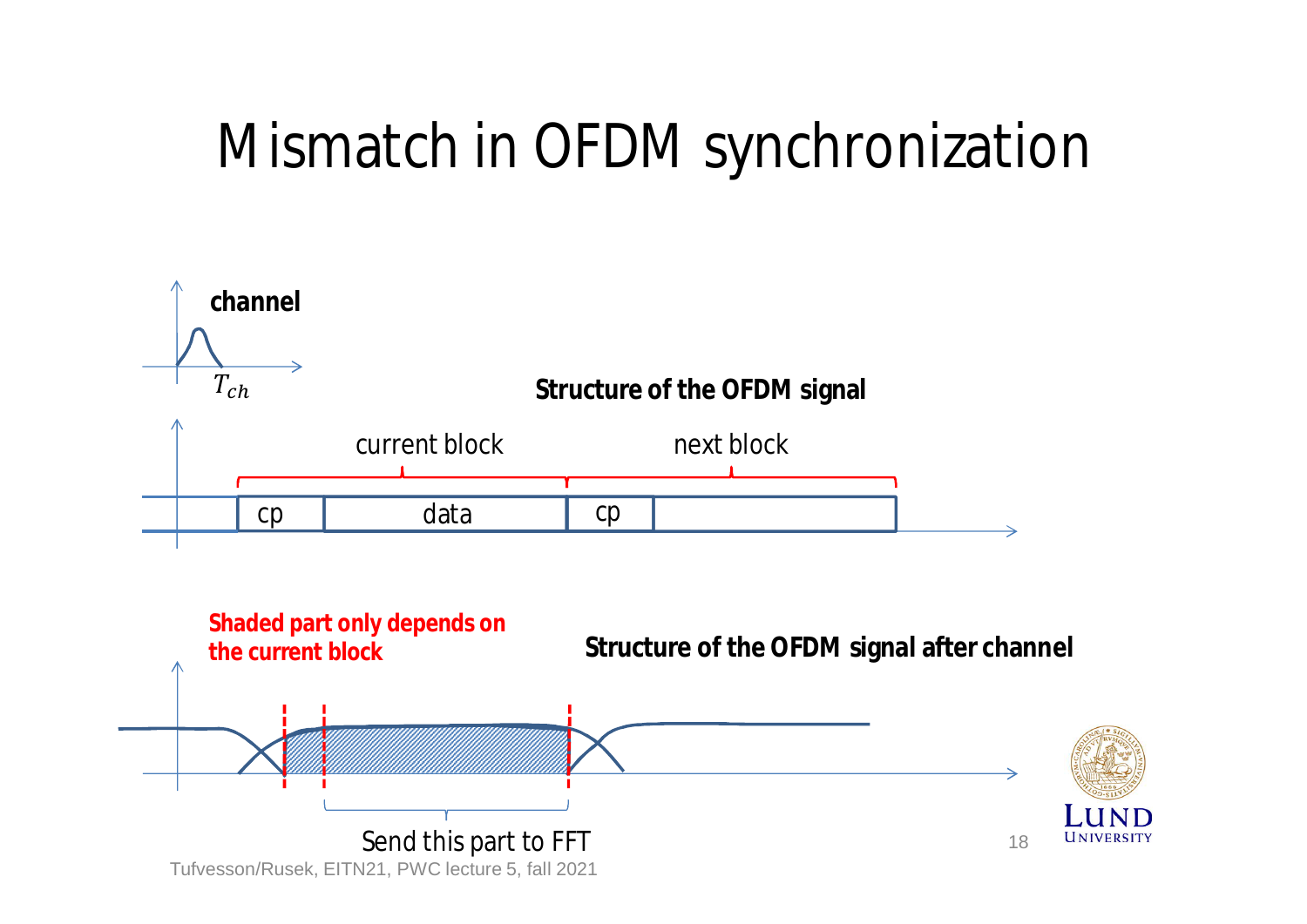# Mismatch in OFDM synchronization

**channel**

$T_{ch}$

**Structure of the OFDM signal**

current block | next block

cp | data | cp |

**Shaded part only depends on the current block**

**Structure of the OFDM signal after channel**

Send this part to FFT

Tufvesson/Rusek, EITN21, PWC lecture 5, fall 2021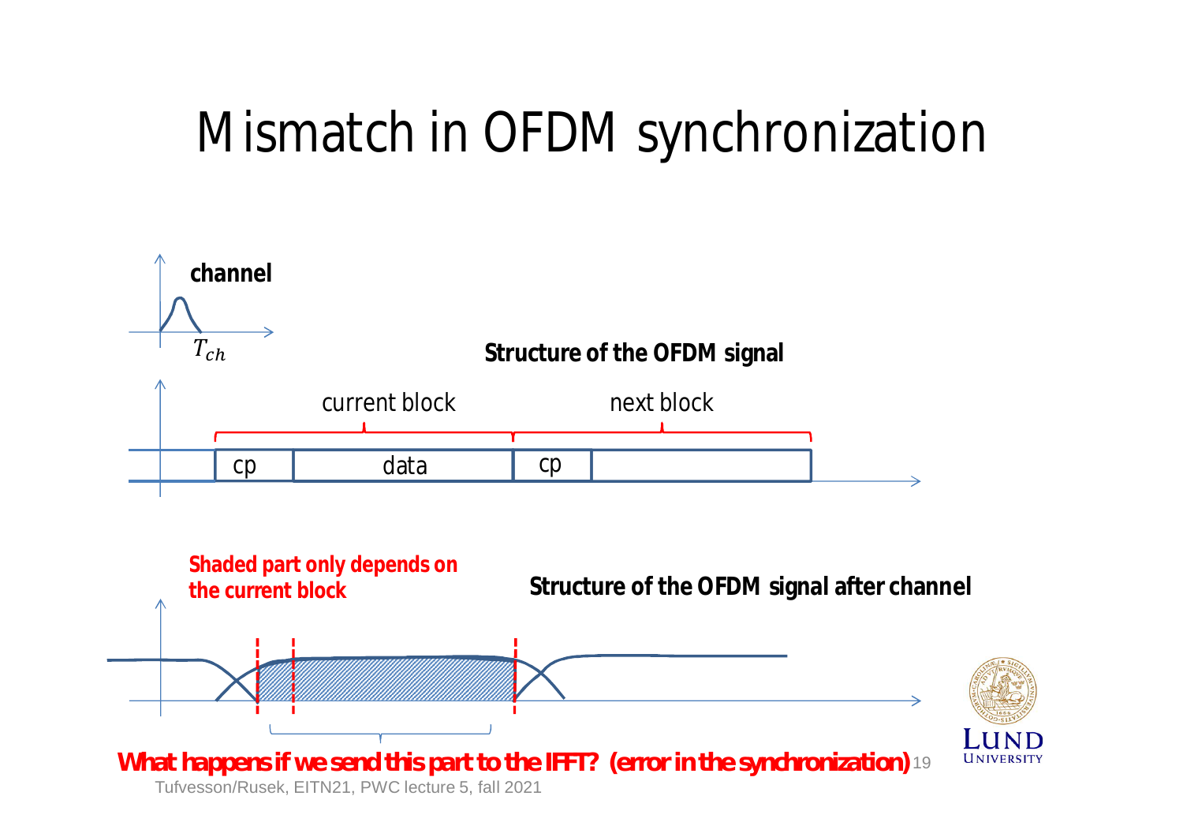# Mismatch in OFDM synchronization

**channel**

$T_{ch}$

**Structure of the OFDM signal**

current block | next block

cp | data | cp

**Shaded part only depends on the current block**

**Structure of the OFDM signal after channel**

**What happens if we send this part to the IFFT? (error in the synchronization)**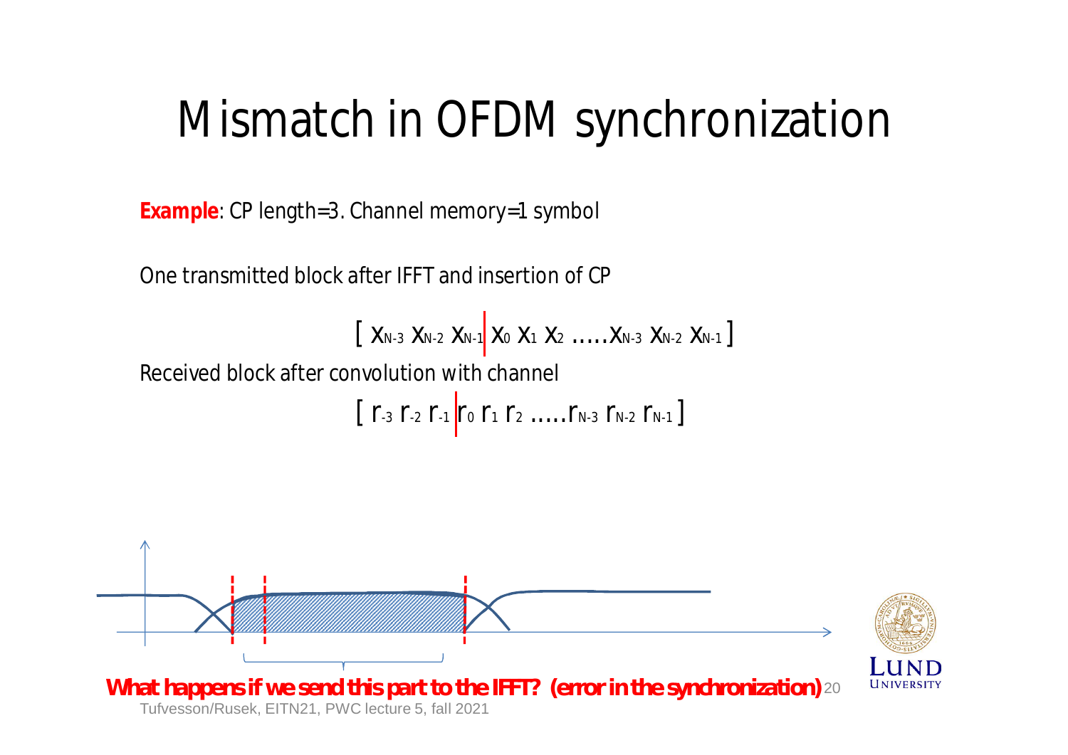# Mismatch in OFDM synchronization

**Example**: CP length=3. Channel memory=1 symbol

One transmitted block after IFFT and insertion of CP

$$[\ x_{N-3}\ x_{N-2}\ x_{N-1}\ |\ x_0\ x_1\ x_2\ \ldots\ldots x_{N-3}\ x_{N-2}\ x_{N-1}\ ]$$

Received block after convolution with channel

$$[\ r_{-3}\ r_{-2}\ r_{-1}\ |\ r_0\ r_1\ r_2\ \ldots\ldots r_{N-3}\ r_{N-2}\ r_{N-1}\ ]$$

**What happens if we send this part to the IFFT? (error in the synchronization)**

Tufvesson/Rusek, EITN21, PWC lecture 5, fall 2021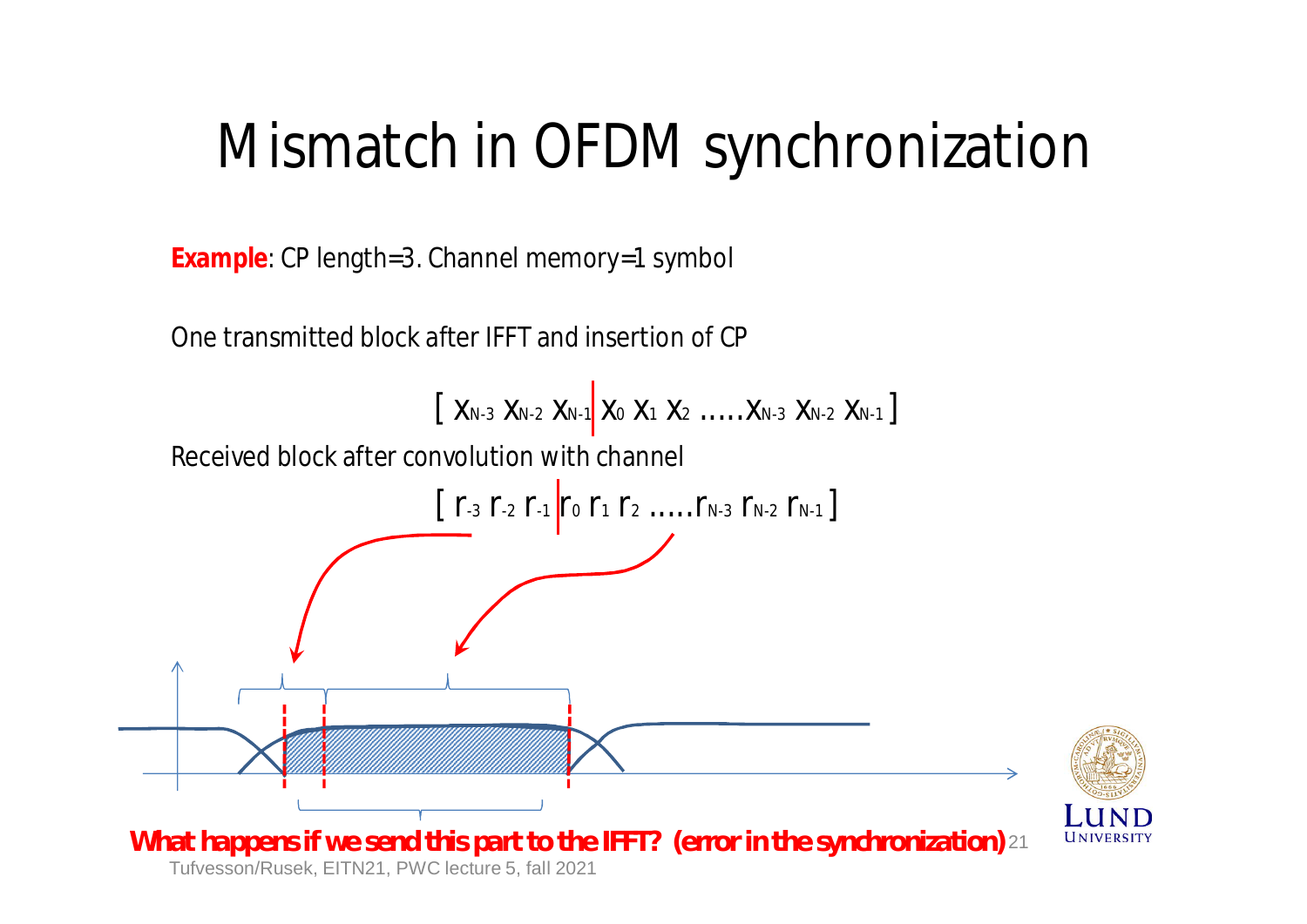# Mismatch in OFDM synchronization

**Example**: CP length=3. Channel memory=1 symbol

One transmitted block after IFFT and insertion of CP

$$[\ x_{N-3}\ x_{N-2}\ x_{N-1} \,|\, x_0\ x_1\ x_2\ \ldots\ldots x_{N-3}\ x_{N-2}\ x_{N-1}\ ]$$

Received block after convolution with channel

$$[\ r_{-3}\ r_{-2}\ r_{-1} \,|\, r_0\ r_1\ r_2\ \ldots\ldots r_{N-3}\ r_{N-2}\ r_{N-1}\ ]$$

**What happens if we send this part to the IFFT? (error in the synchronization)**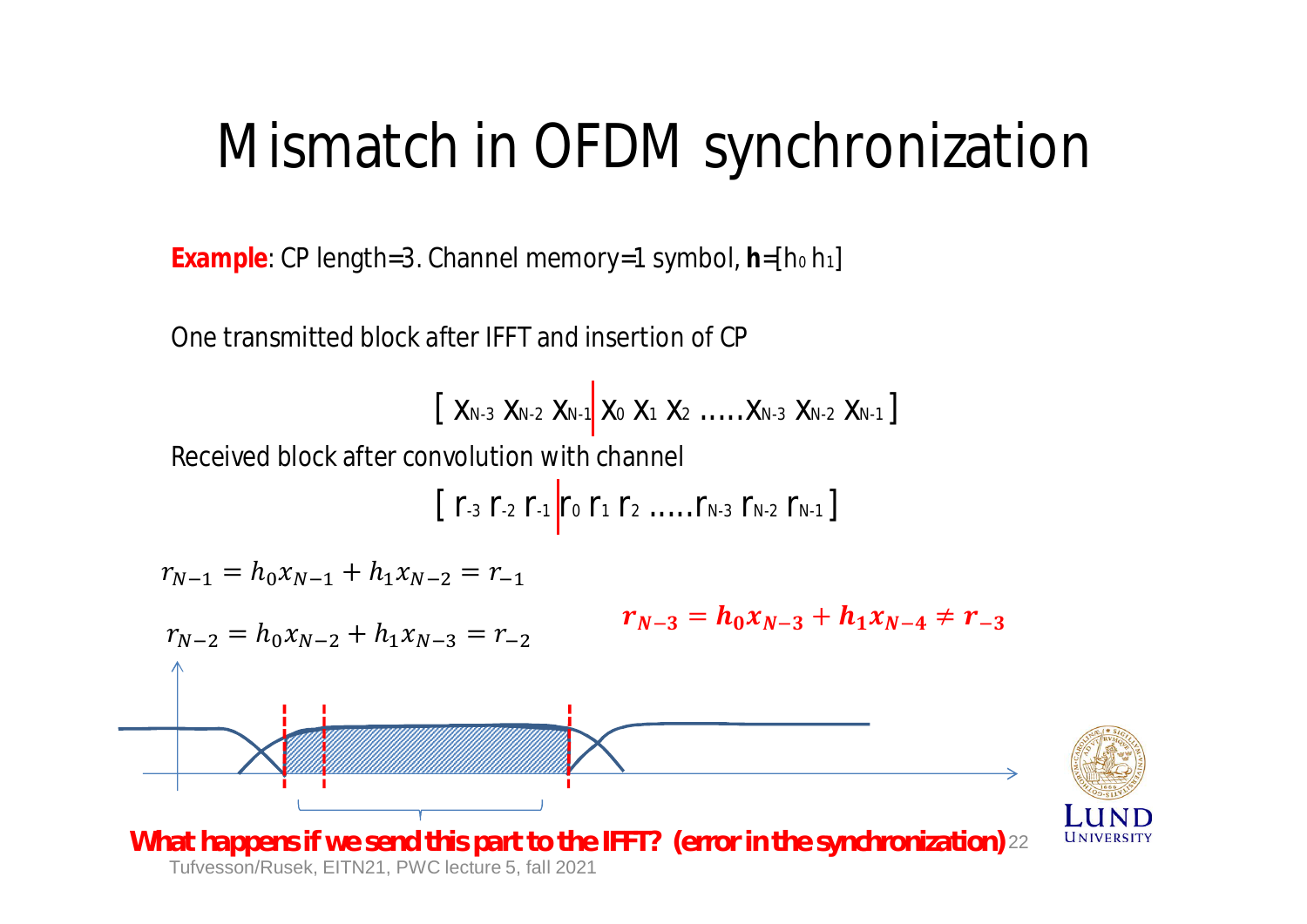# Mismatch in OFDM synchronization

**Example**: CP length=3. Channel memory=1 symbol, $\mathbf{h}$=[$h_0$ $h_1$]

One transmitted block after IFFT and insertion of CP

$$[\ x_{N-3}\ x_{N-2}\ x_{N-1} \,|\, x_0\ x_1\ x_2\ \ldots\ldots x_{N-3}\ x_{N-2}\ x_{N-1}\ ]$$

Received block after convolution with channel

$$[\ r_{-3}\ r_{-2}\ r_{-1} \,|\, r_0\ r_1\ r_2\ \ldots\ldots r_{N-3}\ r_{N-2}\ r_{N-1}\ ]$$

$$r_{N-1} = h_0 x_{N-1} + h_1 x_{N-2} = r_{-1}$$

$$r_{N-2} = h_0 x_{N-2} + h_1 x_{N-3} = r_{-2}$$

$$\boldsymbol{r_{N-3} = h_0 x_{N-3} + h_1 x_{N-4} \neq r_{-3}}$$

**What happens if we send this part to the IFFT? (error in the synchronization)**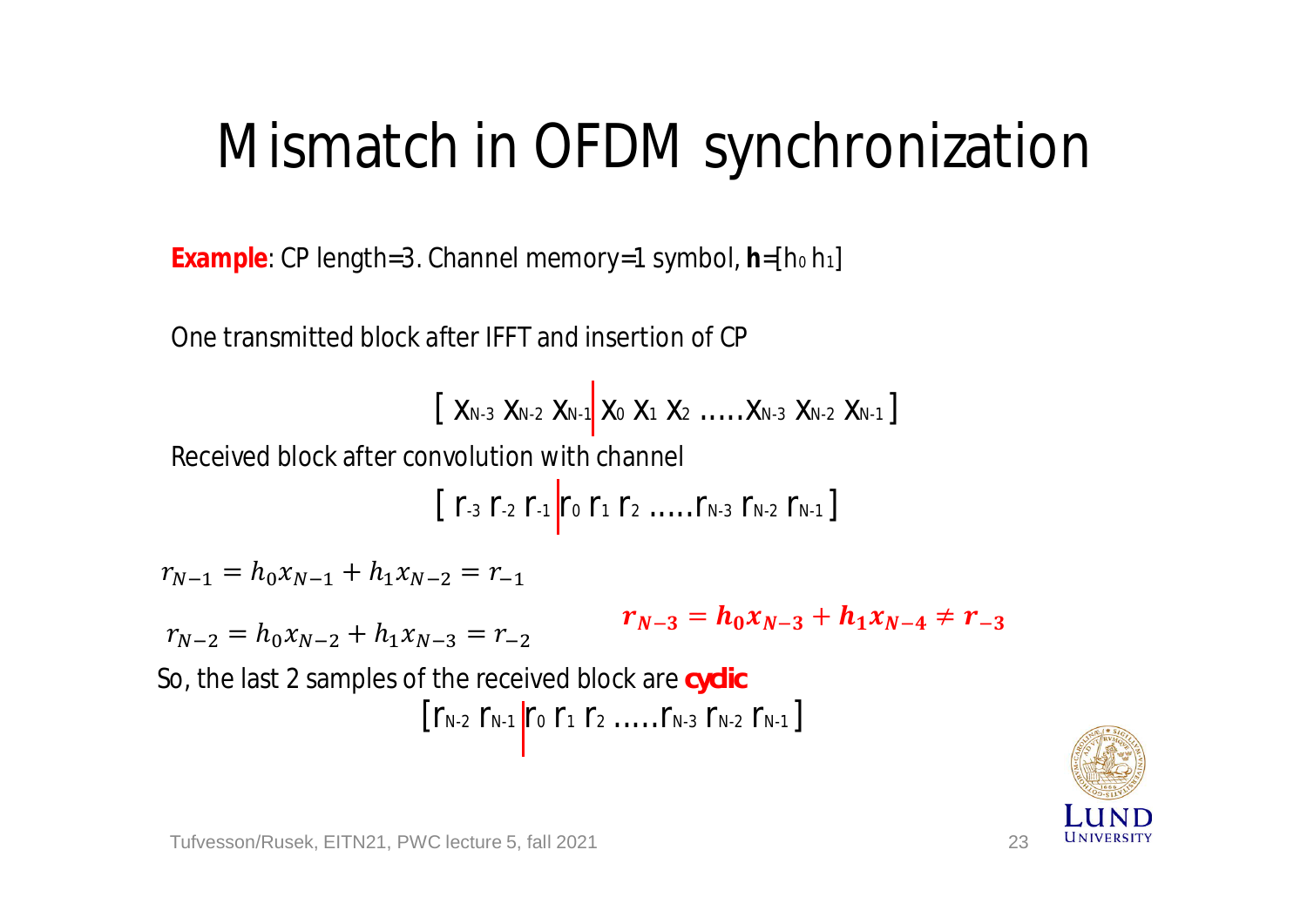# Mismatch in OFDM synchronization

**Example**: CP length=3. Channel memory=1 symbol, $\mathbf{h}=[h_0\ h_1]$

One transmitted block after IFFT and insertion of CP

$$[\ x_{N-3}\ x_{N-2}\ x_{N-1} \mid x_0\ x_1\ x_2\ \ldots\ldots x_{N-3}\ x_{N-2}\ x_{N-1}\ ]$$

Received block after convolution with channel

$$[\ r_{-3}\ r_{-2}\ r_{-1} \mid r_0\ r_1\ r_2\ \ldots\ldots r_{N-3}\ r_{N-2}\ r_{N-1}\ ]$$

$$r_{N-1} = h_0 x_{N-1} + h_1 x_{N-2} = r_{-1}$$

$$r_{N-2} = h_0 x_{N-2} + h_1 x_{N-3} = r_{-2}$$

$$\boldsymbol{r_{N-3} = h_0 x_{N-3} + h_1 x_{N-4} \neq r_{-3}}$$

So, the last 2 samples of the received block are **cyclic**

$$[r_{N-2}\ r_{N-1} \mid r_0\ r_1\ r_2\ \ldots\ldots r_{N-3}\ r_{N-2}\ r_{N-1}]$$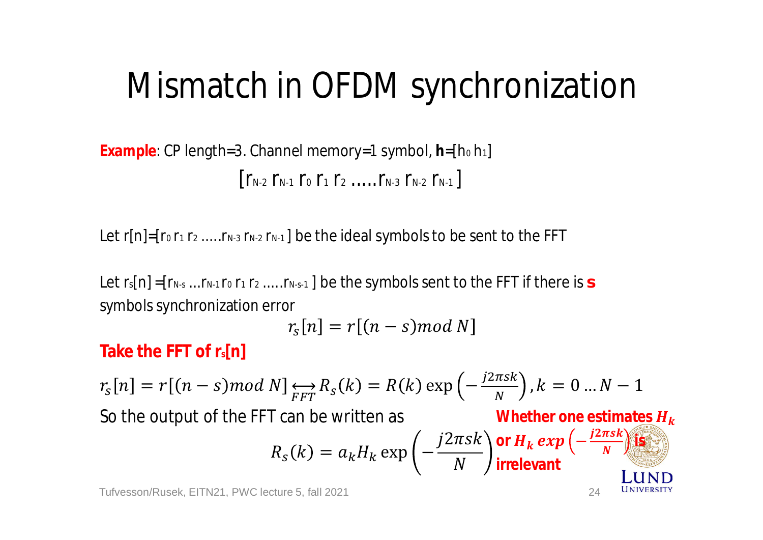# Mismatch in OFDM synchronization

**Example**: CP length=3. Channel memory=1 symbol, **h**=[$h_0$ $h_1$]

$$[r_{N-2}\ r_{N-1}\ r_0\ r_1\ r_2\ \ldots\ldots r_{N-3}\ r_{N-2}\ r_{N-1}]$$

Let $r[n]=[r_0\ r_1\ r_2\ \ldots\ldots r_{N-3}\ r_{N-2}\ r_{N-1}]$ be the ideal symbols to be sent to the FFT

Let $r_s[n]=[r_{N-s}\ \ldots r_{N-1}\ r_0\ r_1\ r_2\ \ldots\ldots r_{N-s-1}]$ be the symbols sent to the FFT if there is **s** symbols synchronization error

$$r_s[n] = r[(n-s) mod\ N]$$

**Take the FFT of $r_s[n]$**

$$r_s[n] = r[(n-s) mod\ N] \underset{FFT}{\longleftrightarrow} R_s(k) = R(k)\exp\left(-\frac{j2\pi sk}{N}\right), k = 0 \ldots N-1$$

So the output of the FFT can be written as

$$R_s(k) = a_k H_k \exp\left(-\frac{j2\pi sk}{N}\right)$$

**Whether one estimates $H_k$ or $H_k\ exp\left(-\frac{j2\pi sk}{N}\right)$ is irrelevant**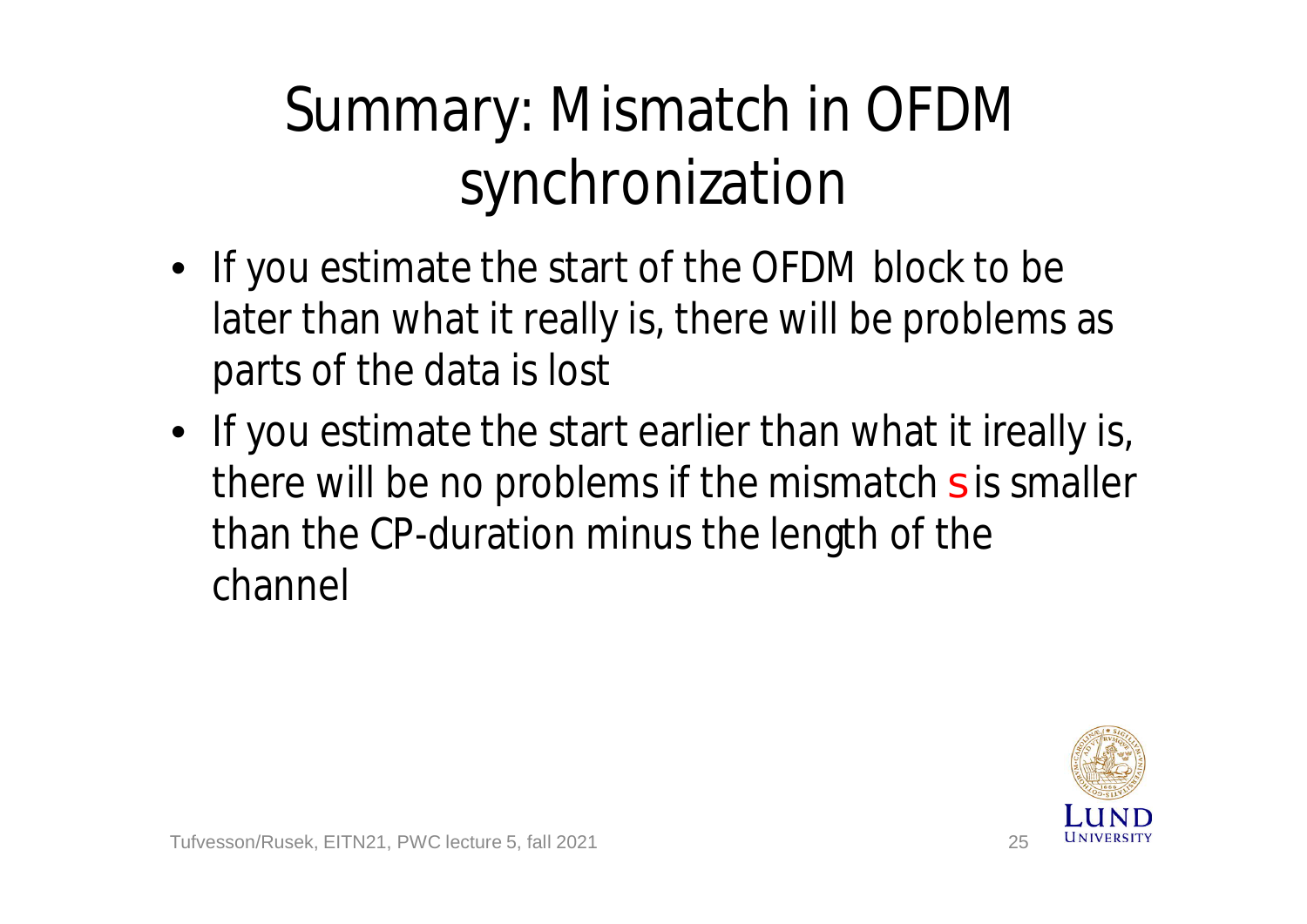# Summary: Mismatch in OFDM synchronization

- If you estimate the start of the OFDM block to be later than what it really is, there will be problems as parts of the data is lost
- If you estimate the start earlier than what it ireally is, there will be no problems if the mismatch $s$ is smaller than the CP-duration minus the length of the channel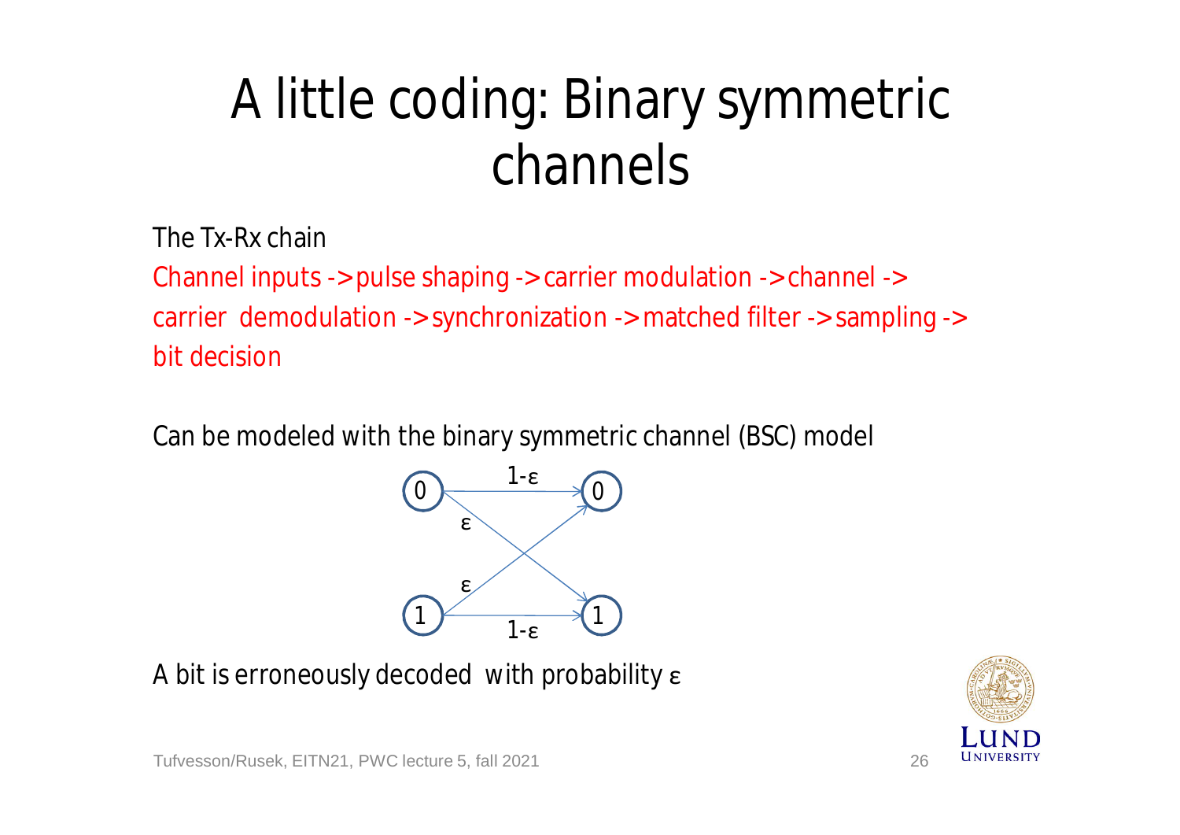# A little coding: Binary symmetric channels

The Tx-Rx chain

Channel inputs -> pulse shaping -> carrier modulation -> channel -> carrier demodulation -> synchronization -> matched filter -> sampling -> bit decision

Can be modeled with the binary symmetric channel (BSC) model

A bit is erroneously decoded with probability $\varepsilon$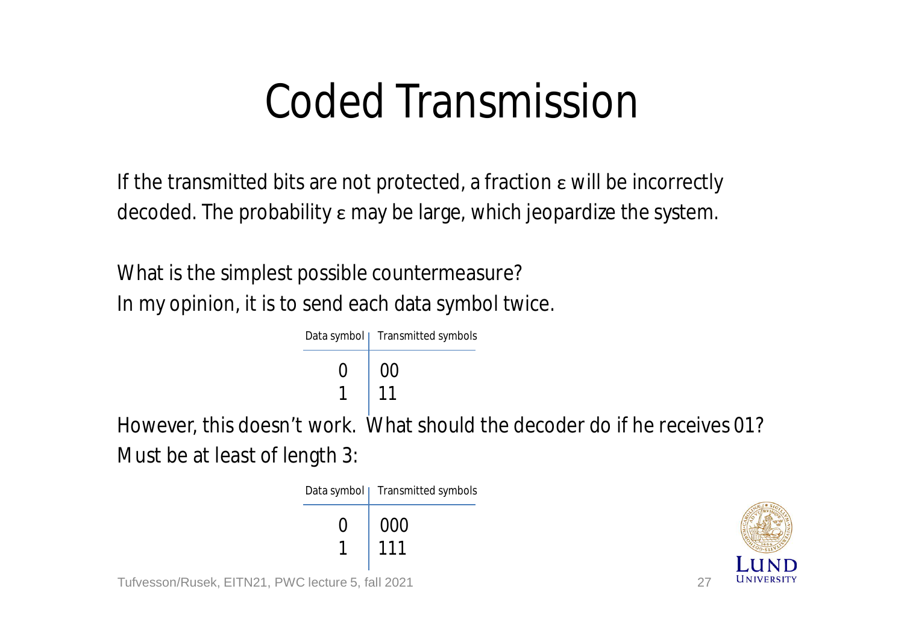# Coded Transmission

If the transmitted bits are not protected, a fraction $\varepsilon$ will be incorrectly decoded. The probability $\varepsilon$ may be large, which jeopardize the system.

What is the simplest possible countermeasure?
In my opinion, it is to send each data symbol twice.

| Data symbol | Transmitted symbols |
| --- | --- |
| 0 | 00 |
| 1 | 11 |

However, this doesn't work. What should the decoder do if he receives 01?
Must be at least of length 3:

| Data symbol | Transmitted symbols |
| --- | --- |
| 0 | 000 |
| 1 | 111 |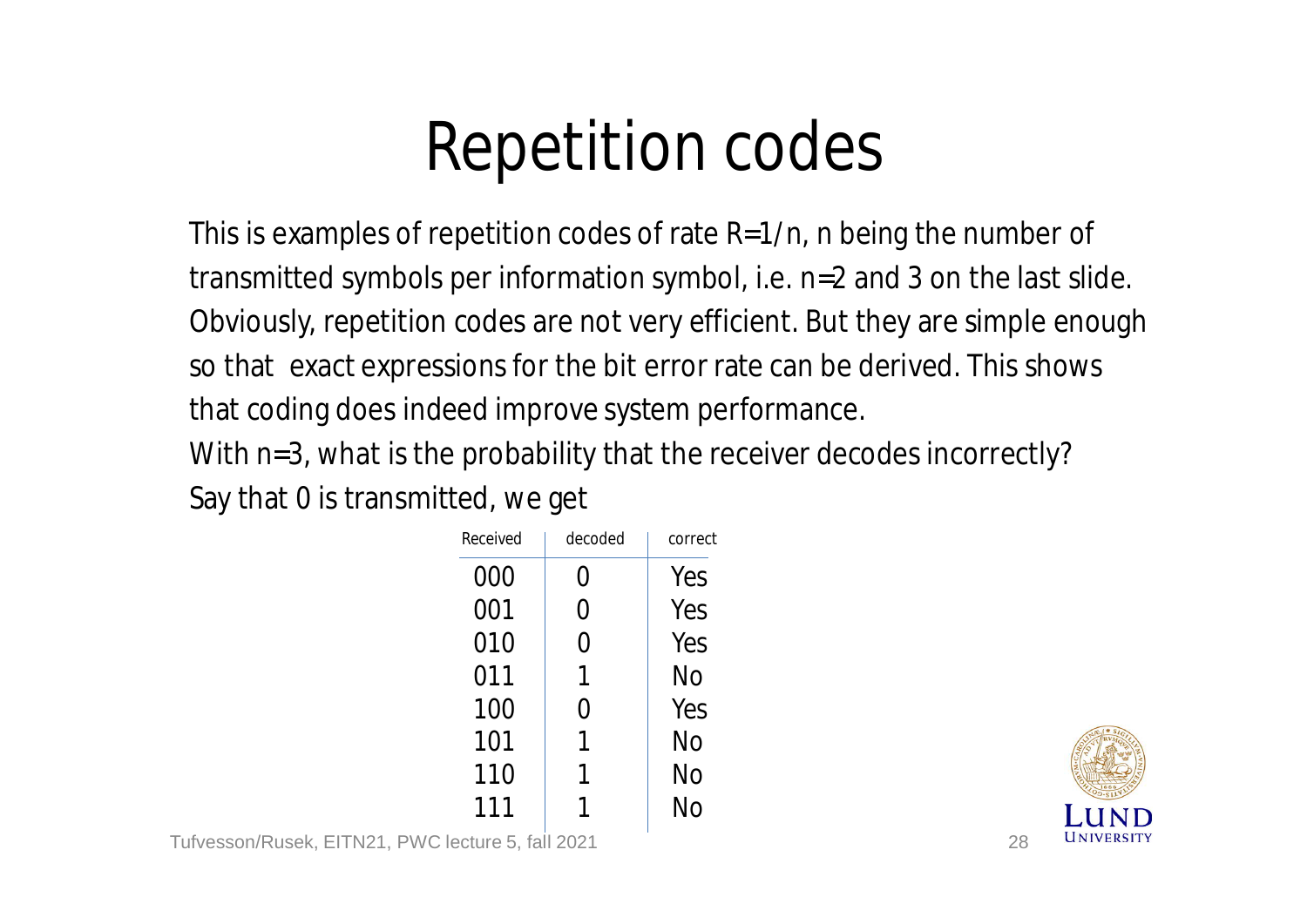# Repetition codes

This is examples of repetition codes of rate $R=1/n$, $n$ being the number of transmitted symbols per information symbol, i.e. $n=2$ and 3 on the last slide. Obviously, repetition codes are not very efficient. But they are simple enough so that exact expressions for the bit error rate can be derived. This shows that coding does indeed improve system performance.

With $n=3$, what is the probability that the receiver decodes incorrectly?

Say that 0 is transmitted, we get

| Received | decoded | correct |
|---|---|---|
| 000 | 0 | Yes |
| 001 | 0 | Yes |
| 010 | 0 | Yes |
| 011 | 1 | No |
| 100 | 0 | Yes |
| 101 | 1 | No |
| 110 | 1 | No |
| 111 | 1 | No |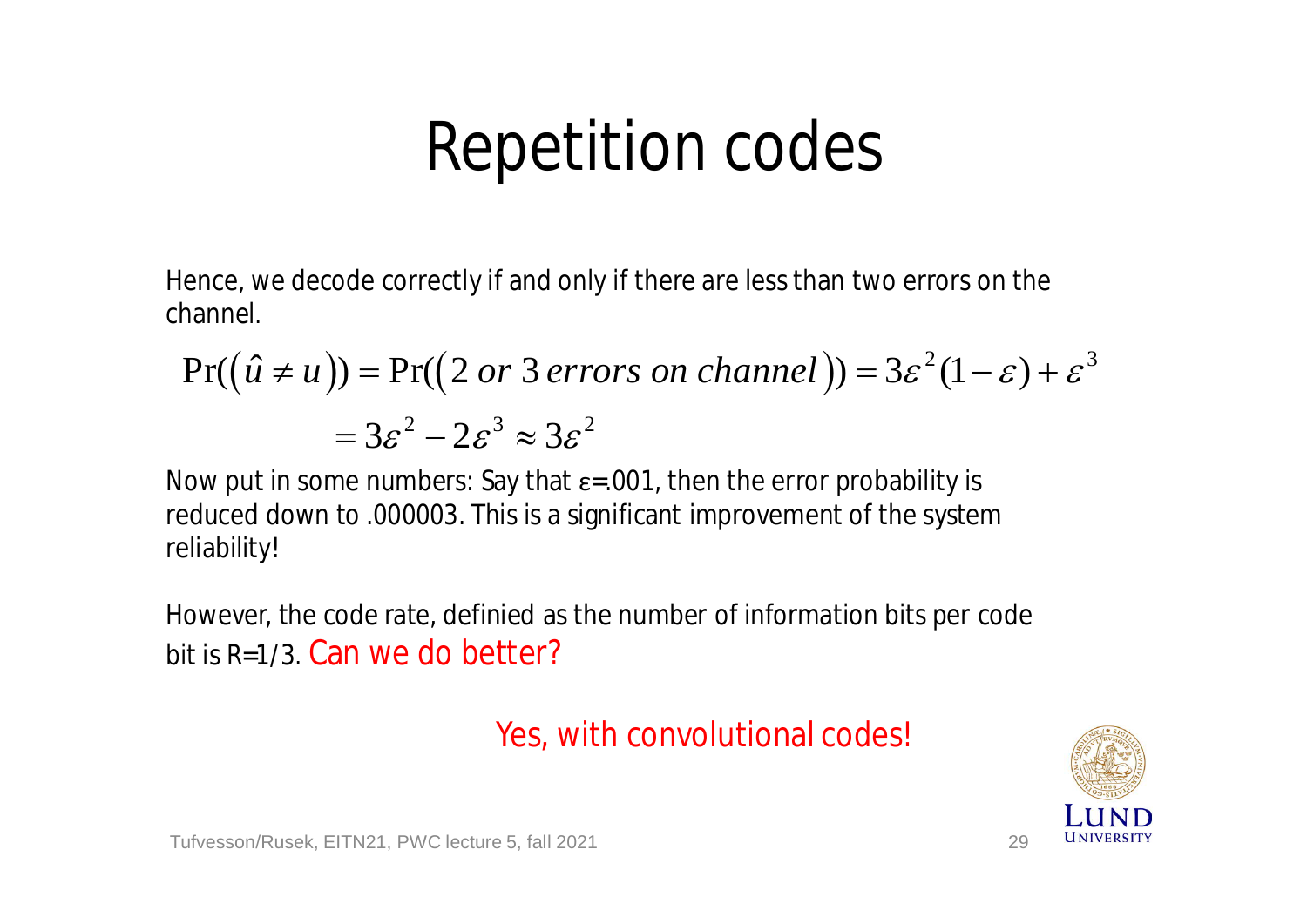# Repetition codes

Hence, we decode correctly if and only if there are less than two errors on the channel.

$$\Pr((\hat{u} \neq u)) = \Pr((2 \; or \; 3 \; errors \; on \; channel)) = 3\varepsilon^2(1-\varepsilon) + \varepsilon^3$$

$$= 3\varepsilon^2 - 2\varepsilon^3 \approx 3\varepsilon^2$$

Now put in some numbers: Say that ε=.001, then the error probability is reduced down to .000003. This is a significant improvement of the system reliability!

However, the code rate, definied as the number of information bits per code bit is R=1/3. Can we do better?

Yes, with convolutional codes!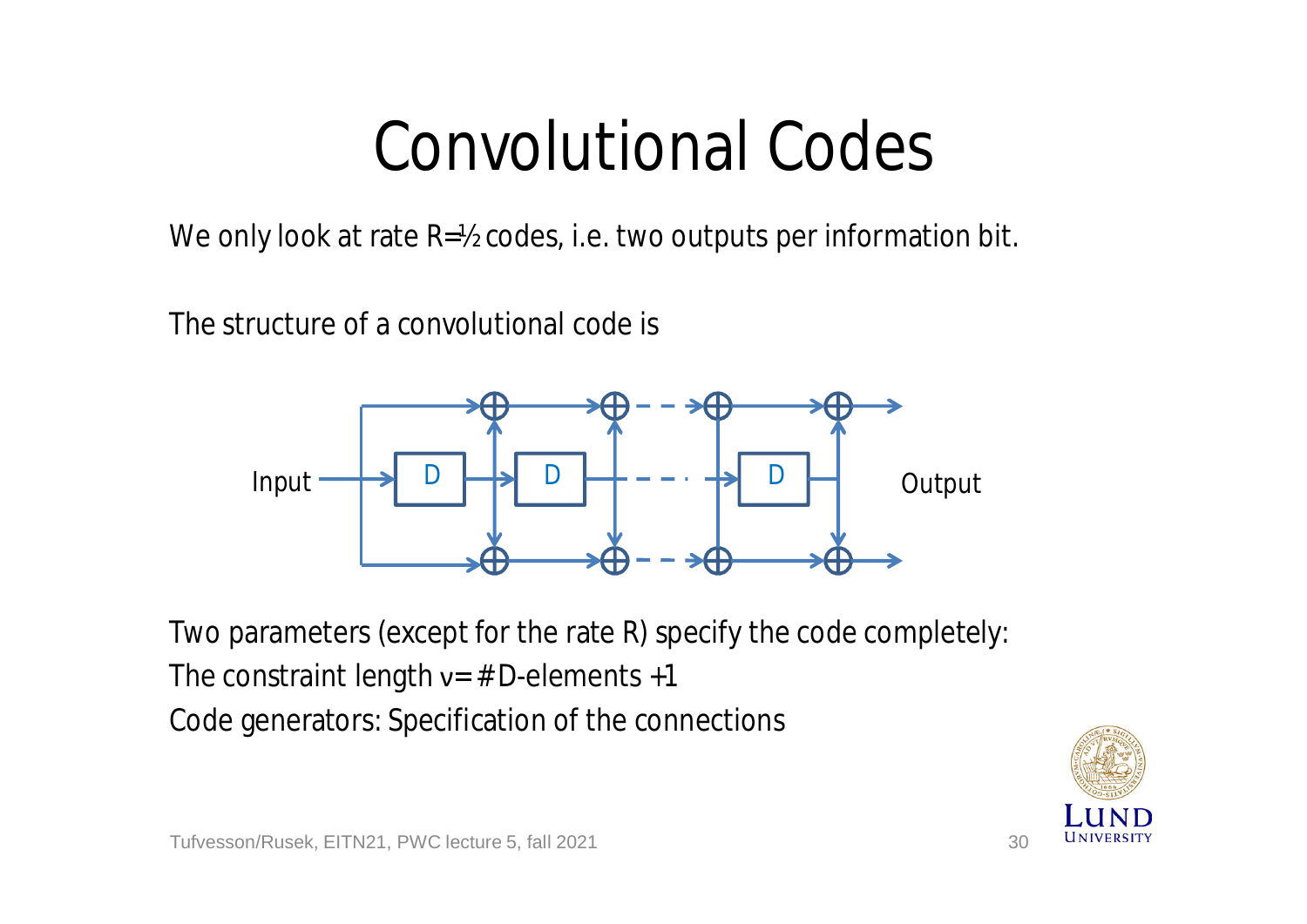# Convolutional Codes

We only look at rate R=½ codes, i.e. two outputs per information bit.

The structure of a convolutional code is

Input — D — D — ... — D — Output

Two parameters (except for the rate R) specify the code completely:

The constraint length $\nu$ = # D-elements +1

Code generators: Specification of the connections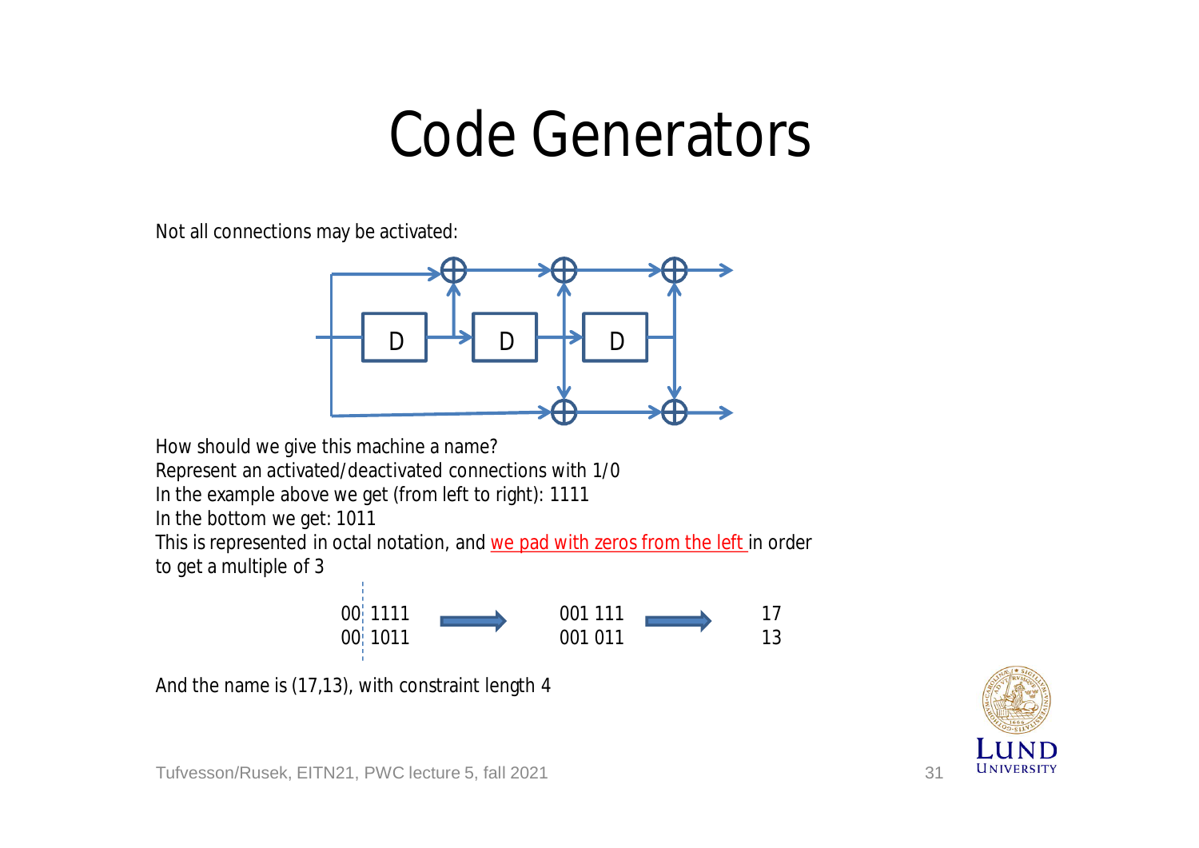# Code Generators

Not all connections may be activated:

How should we give this machine a name?
Represent an activated/deactivated connections with 1/0
In the example above we get (from left to right): 1111
In the bottom we get: 1011
This is represented in octal notation, and we pad with zeros from the left in order to get a multiple of 3

00 1111 → 001 111 → 17
00 1011 → 001 011 → 13

And the name is (17,13), with constraint length 4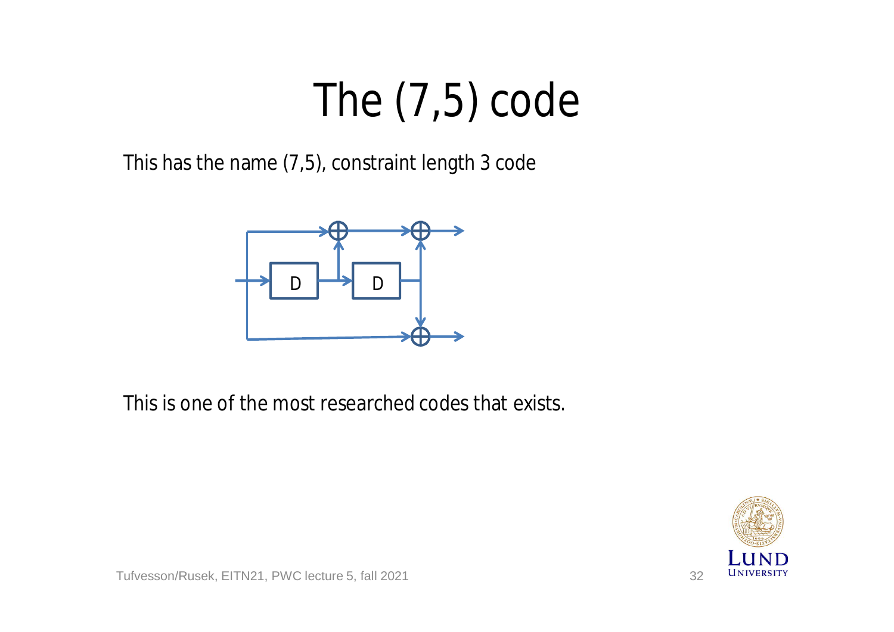# The (7,5) code

This has the name (7,5), constraint length 3 code

This is one of the most researched codes that exists.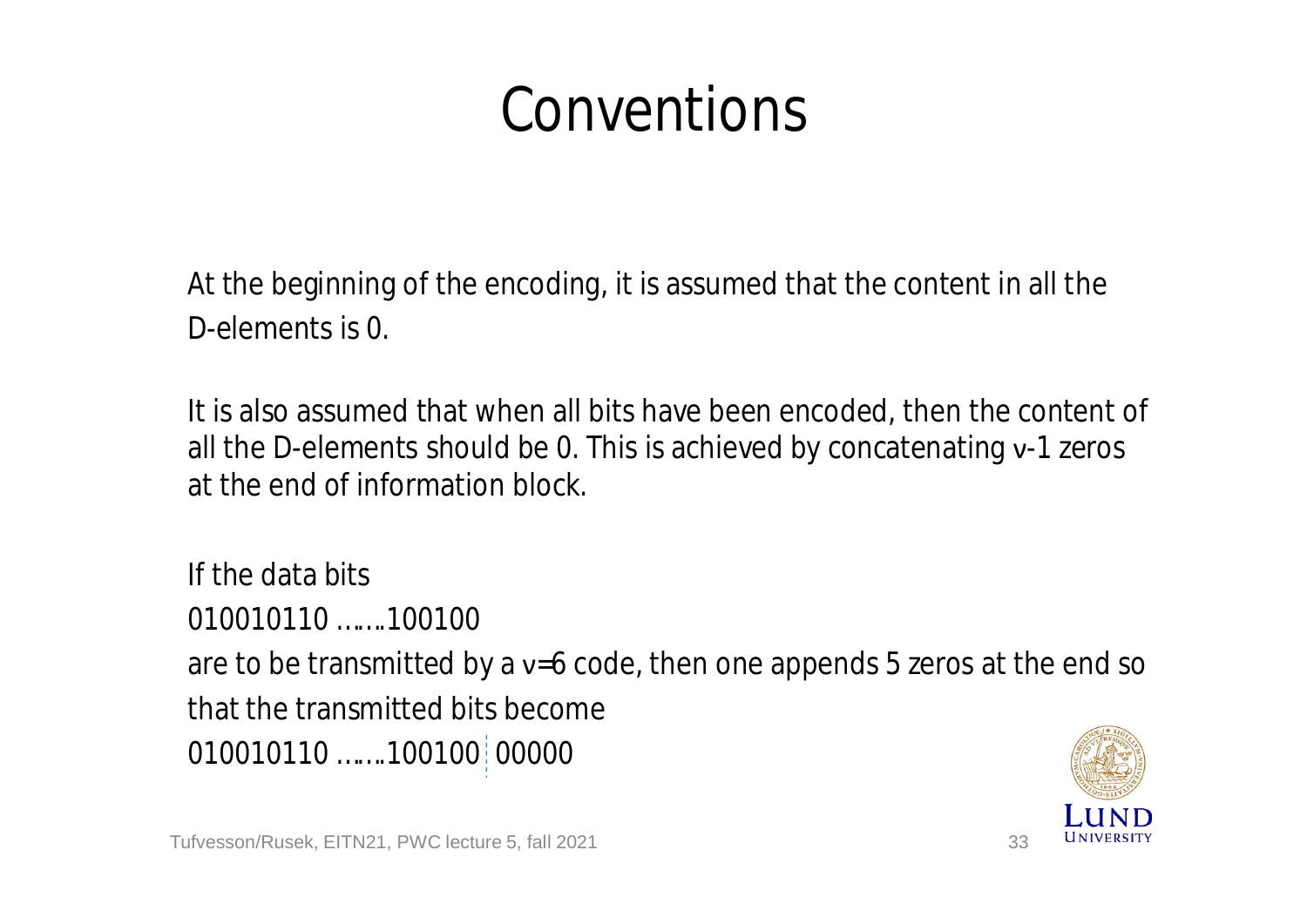# Conventions

At the beginning of the encoding, it is assumed that the content in all the D-elements is 0.

It is also assumed that when all bits have been encoded, then the content of all the D-elements should be 0. This is achieved by concatenating $\nu$-1 zeros at the end of information block.

If the data bits

010010110 …….100100

are to be transmitted by a $\nu$=6 code, then one appends 5 zeros at the end so that the transmitted bits become

010010110 …….100100 00000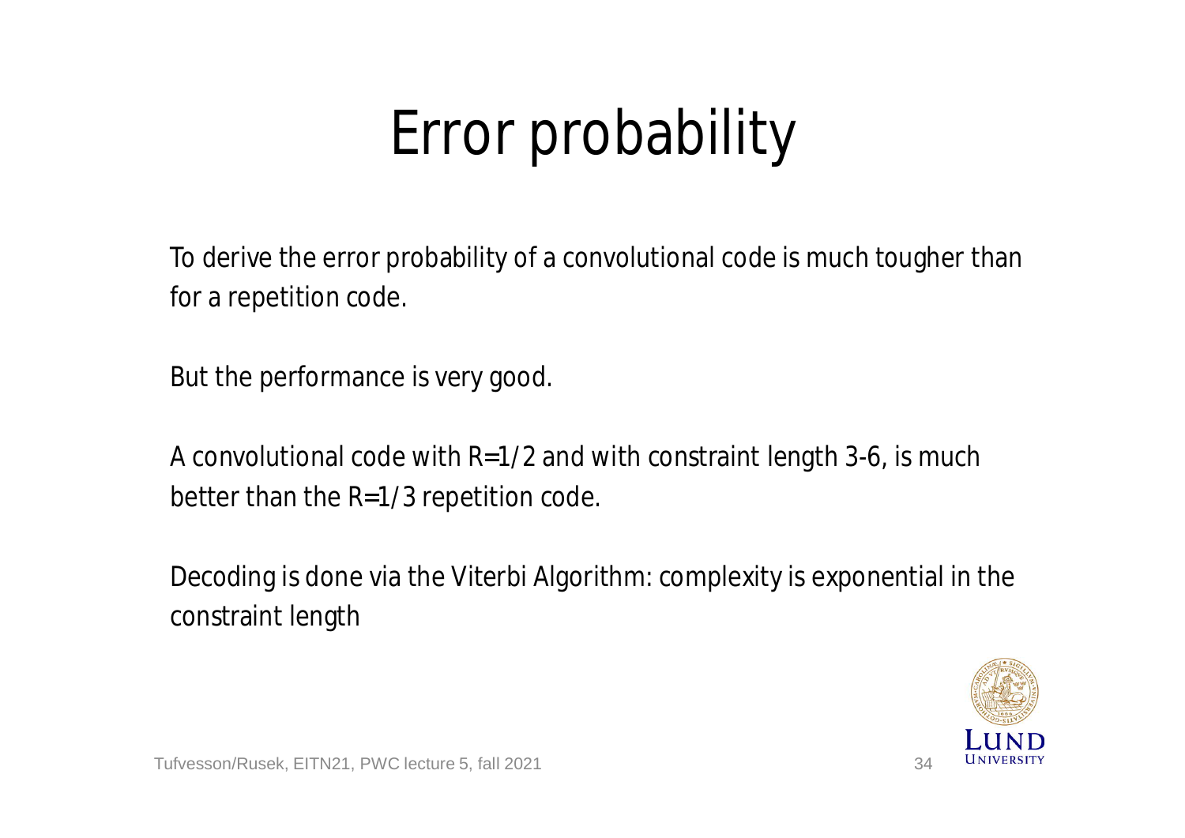# Error probability

To derive the error probability of a convolutional code is much tougher than for a repetition code.

But the performance is very good.

A convolutional code with R=1/2 and with constraint length 3-6, is much better than the R=1/3 repetition code.

Decoding is done via the Viterbi Algorithm: complexity is exponential in the constraint length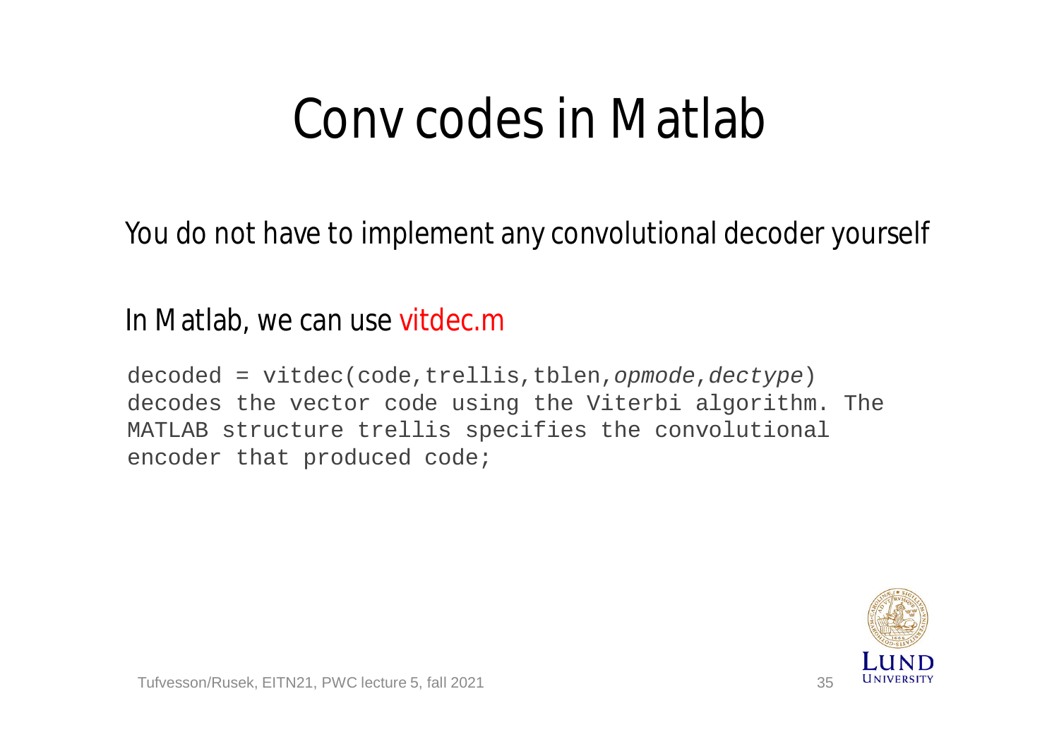# Conv codes in Matlab

You do not have to implement any convolutional decoder yourself

In Matlab, we can use vitdec.m

```
decoded = vitdec(code,trellis,tblen,opmode,dectype)
decodes the vector code using the Viterbi algorithm. The
MATLAB structure trellis specifies the convolutional
encoder that produced code;
```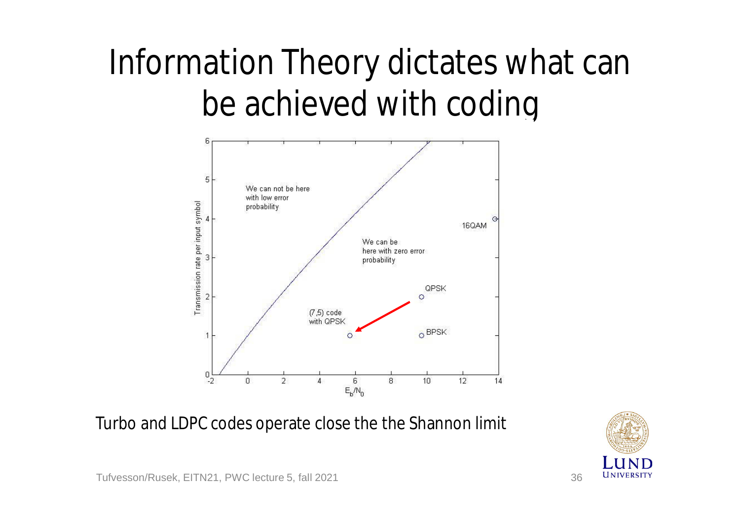# Information Theory dictates what can be achieved with coding

Turbo and LDPC codes operate close the the Shannon limit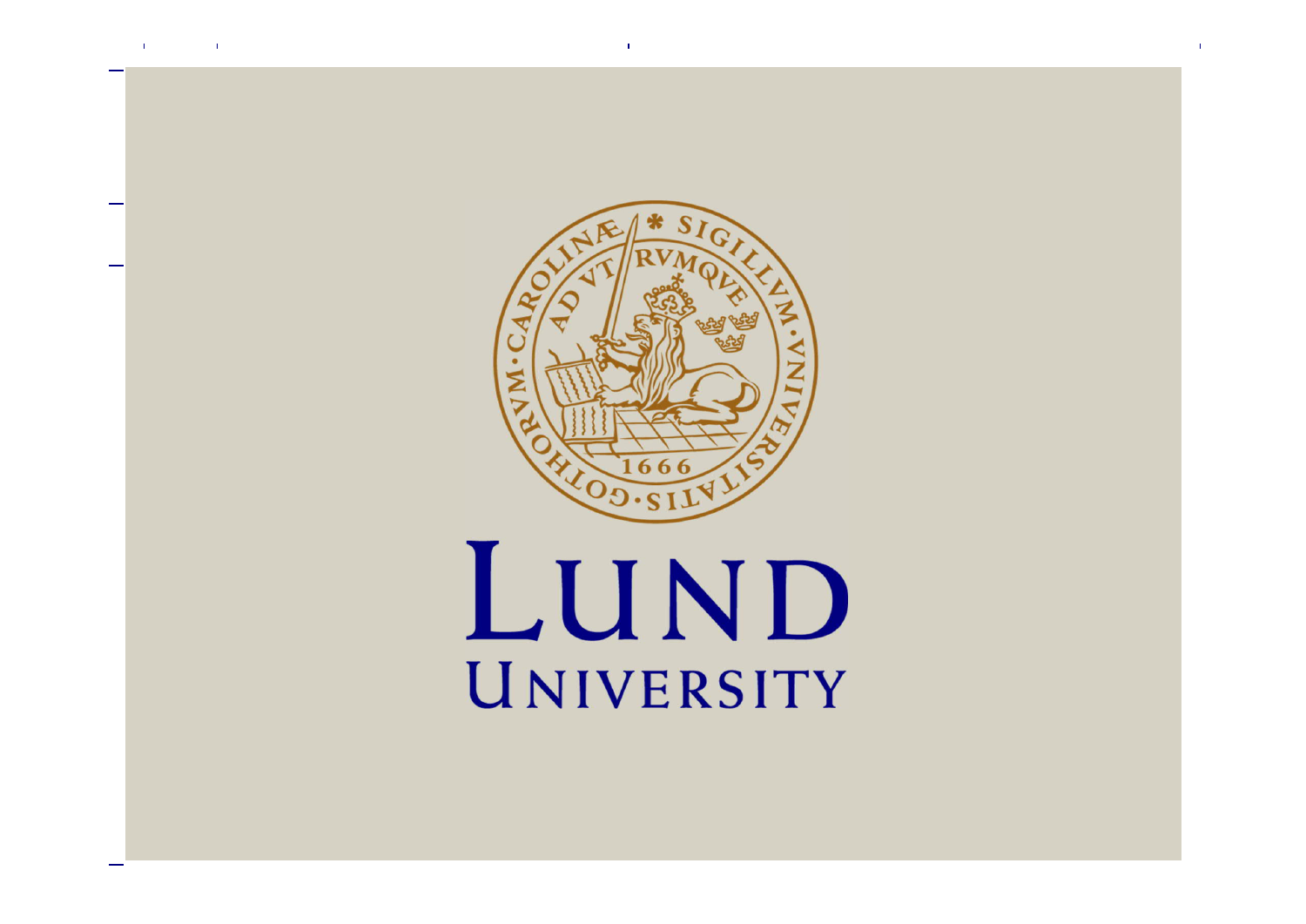LUND
UNIVERSITY